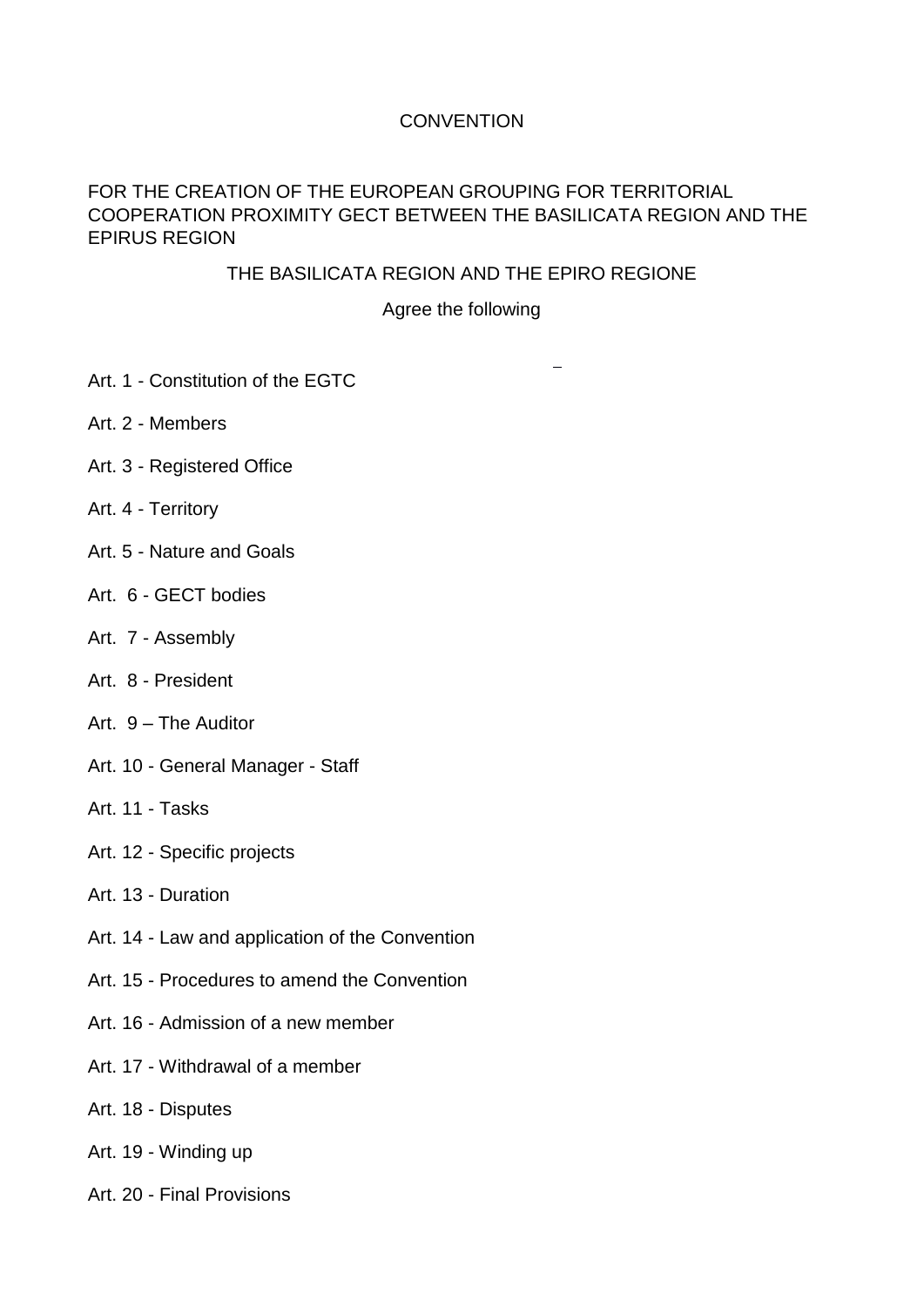# CONVENTION

## FOR THE CREATION OF THE EUROPEAN GROUPING FOR TERRITORIAL COOPERATION PROXIMITY GECT BETWEEN THE BASILICATA REGION AND THE EPIRUS REGION

THE BASILICATA REGION AND THE EPIRO REGIONE

Agree the following

Art. 1 - Constitution of the EGTC

Art. 2 - Members

Art. 3 - Registered Office

Art. 4 - Territory

Art. 5 - Nature and Goals

Art. 6 - GECT bodies

Art. 7 - Assembly

Art. 8 - President

Art. 9 – The Auditor

Art. 10 - General Manager - Staff

Art. 11 - Tasks

Art. 12 - Specific projects

Art. 13 - Duration

Art. 14 - Law and application of the Convention

Art. 15 - Procedures to amend the Convention

Art. 16 - Admission of a new member

Art. 17 - Withdrawal of a member

Art. 18 - Disputes

Art. 19 - Winding up

Art. 20 - Final Provisions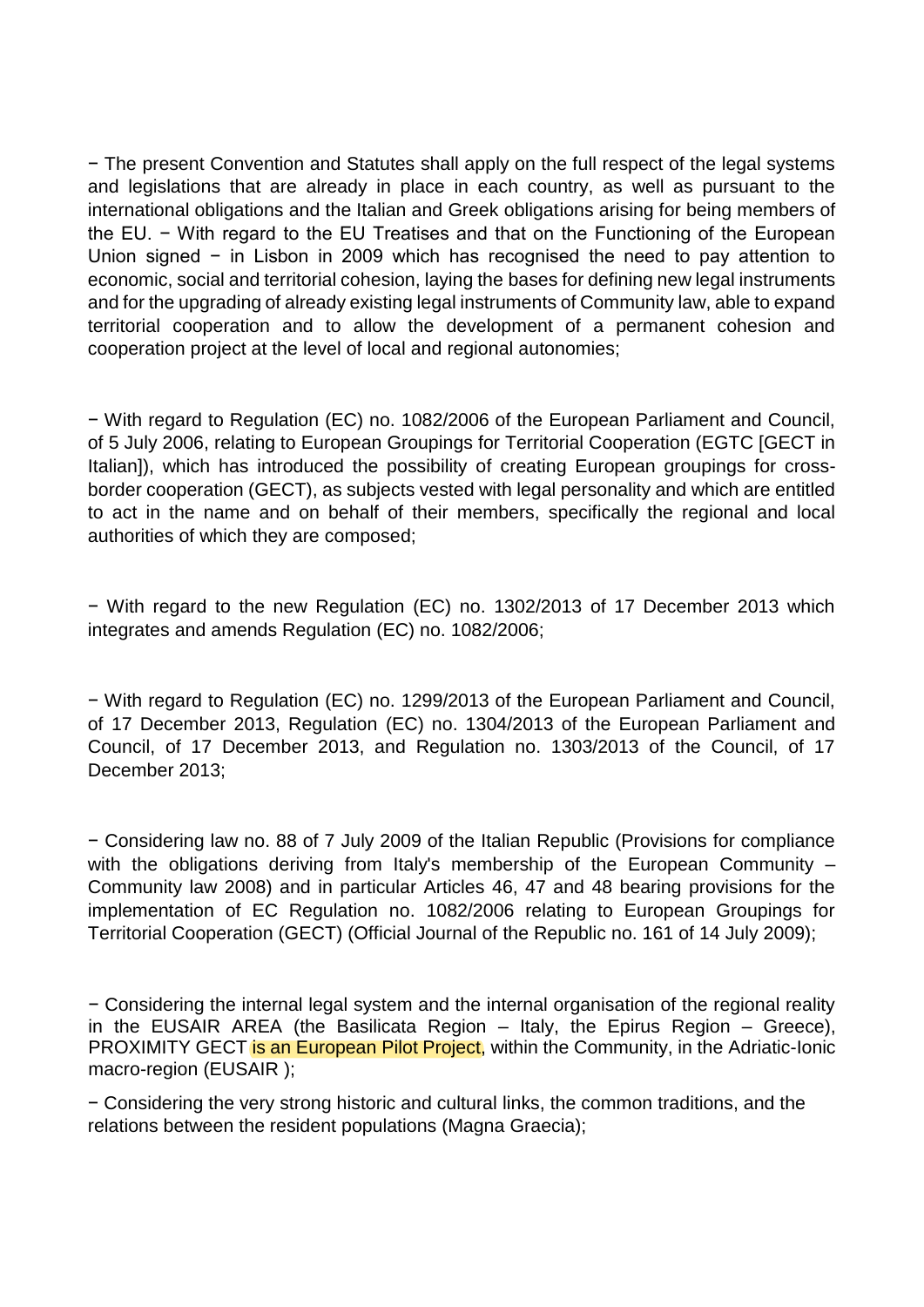− The present Convention and Statutes shall apply on the full respect of the legal systems and legislations that are already in place in each country, as well as pursuant to the international obligations and the Italian and Greek obligations arising for being members of the EU. − With regard to the EU Treatises and that on the Functioning of the European Union signed − in Lisbon in 2009 which has recognised the need to pay attention to economic, social and territorial cohesion, laying the bases for defining new legal instruments and for the upgrading of already existing legal instruments of Community law, able to expand territorial cooperation and to allow the development of a permanent cohesion and cooperation project at the level of local and regional autonomies;

− With regard to Regulation (EC) no. 1082/2006 of the European Parliament and Council, of 5 July 2006, relating to European Groupings for Territorial Cooperation (EGTC [GECT in Italian]), which has introduced the possibility of creating European groupings for cross-border cooperation (GECT), as subjects vested with legal personality and which are entitled to act in the name and on behalf of their members, specifically the regional and local authorities of which they are composed;

− With regard to the new Regulation (EC) no. 1302/2013 of 17 December 2013 which integrates and amends Regulation (EC) no. 1082/2006;

− With regard to Regulation (EC) no. 1299/2013 of the European Parliament and Council, of 17 December 2013, Regulation (EC) no. 1304/2013 of the European Parliament and Council, of 17 December 2013, and Regulation no. 1303/2013 of the Council, of 17 December 2013;

− Considering law no. 88 of 7 July 2009 of the Italian Republic (Provisions for compliance with the obligations deriving from Italy's membership of the European Community – Community law 2008) and in particular Articles 46, 47 and 48 bearing provisions for the implementation of EC Regulation no. 1082/2006 relating to European Groupings for Territorial Cooperation (GECT) (Official Journal of the Republic no. 161 of 14 July 2009);

− Considering the internal legal system and the internal organisation of the regional reality in the EUSAIR AREA (the Basilicata Region – Italy, the Epirus Region – Greece), PROXIMITY GECT is an European Pilot Project, within the Community, in the Adriatic-Ionic macro-region (EUSAIR );

− Considering the very strong historic and cultural links, the common traditions, and the relations between the resident populations (Magna Graecia);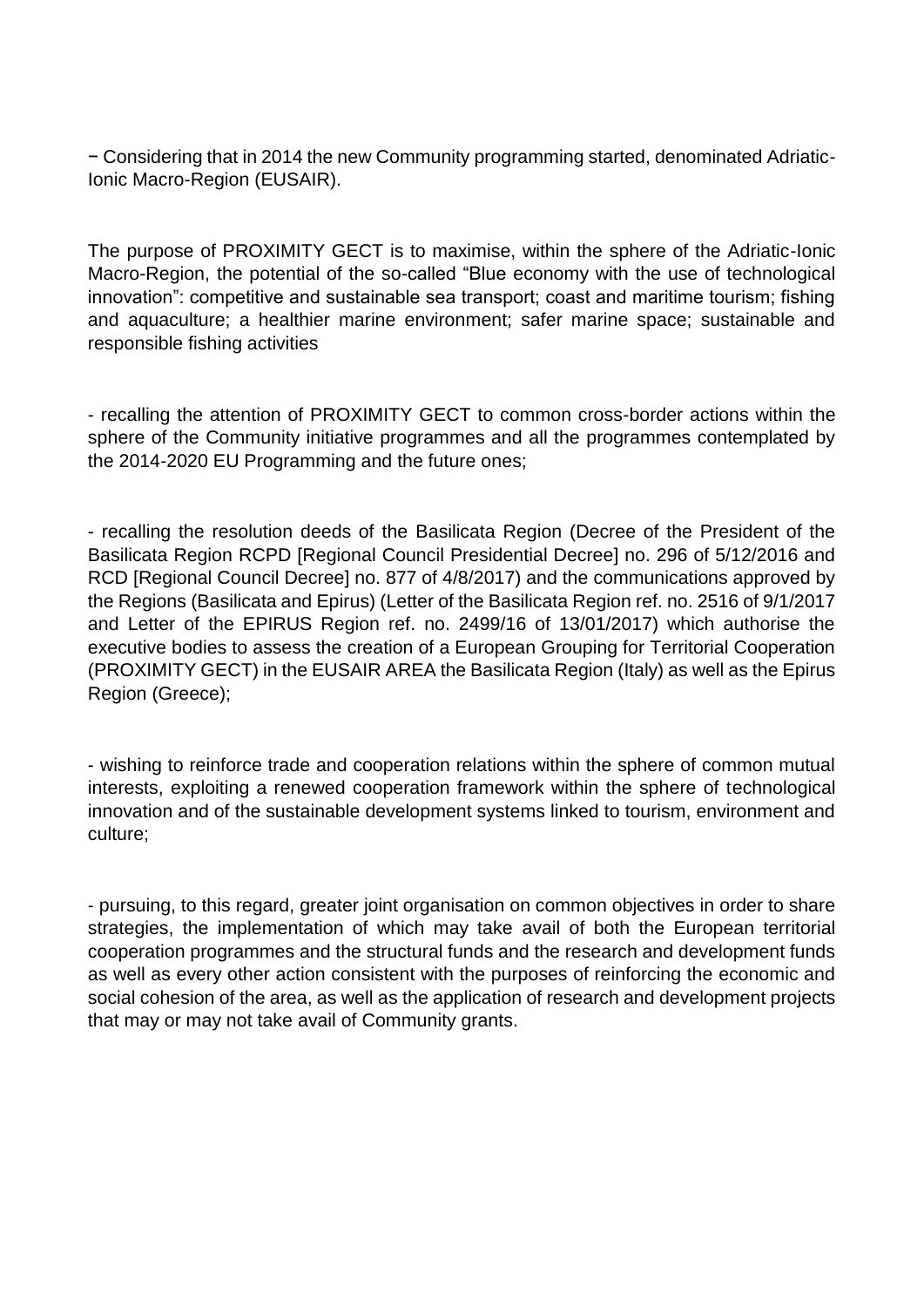− Considering that in 2014 the new Community programming started, denominated Adriatic-Ionic Macro-Region (EUSAIR).

The purpose of PROXIMITY GECT is to maximise, within the sphere of the Adriatic-Ionic Macro-Region, the potential of the so-called "Blue economy with the use of technological innovation": competitive and sustainable sea transport; coast and maritime tourism; fishing and aquaculture; a healthier marine environment; safer marine space; sustainable and responsible fishing activities

- recalling the attention of PROXIMITY GECT to common cross-border actions within the sphere of the Community initiative programmes and all the programmes contemplated by the 2014-2020 EU Programming and the future ones;

- recalling the resolution deeds of the Basilicata Region (Decree of the President of the Basilicata Region RCPD [Regional Council Presidential Decree] no. 296 of 5/12/2016 and RCD [Regional Council Decree] no. 877 of 4/8/2017) and the communications approved by the Regions (Basilicata and Epirus) (Letter of the Basilicata Region ref. no. 2516 of 9/1/2017 and Letter of the EPIRUS Region ref. no. 2499/16 of 13/01/2017) which authorise the executive bodies to assess the creation of a European Grouping for Territorial Cooperation (PROXIMITY GECT) in the EUSAIR AREA the Basilicata Region (Italy) as well as the Epirus Region (Greece);

- wishing to reinforce trade and cooperation relations within the sphere of common mutual interests, exploiting a renewed cooperation framework within the sphere of technological innovation and of the sustainable development systems linked to tourism, environment and culture;

- pursuing, to this regard, greater joint organisation on common objectives in order to share strategies, the implementation of which may take avail of both the European territorial cooperation programmes and the structural funds and the research and development funds as well as every other action consistent with the purposes of reinforcing the economic and social cohesion of the area, as well as the application of research and development projects that may or may not take avail of Community grants.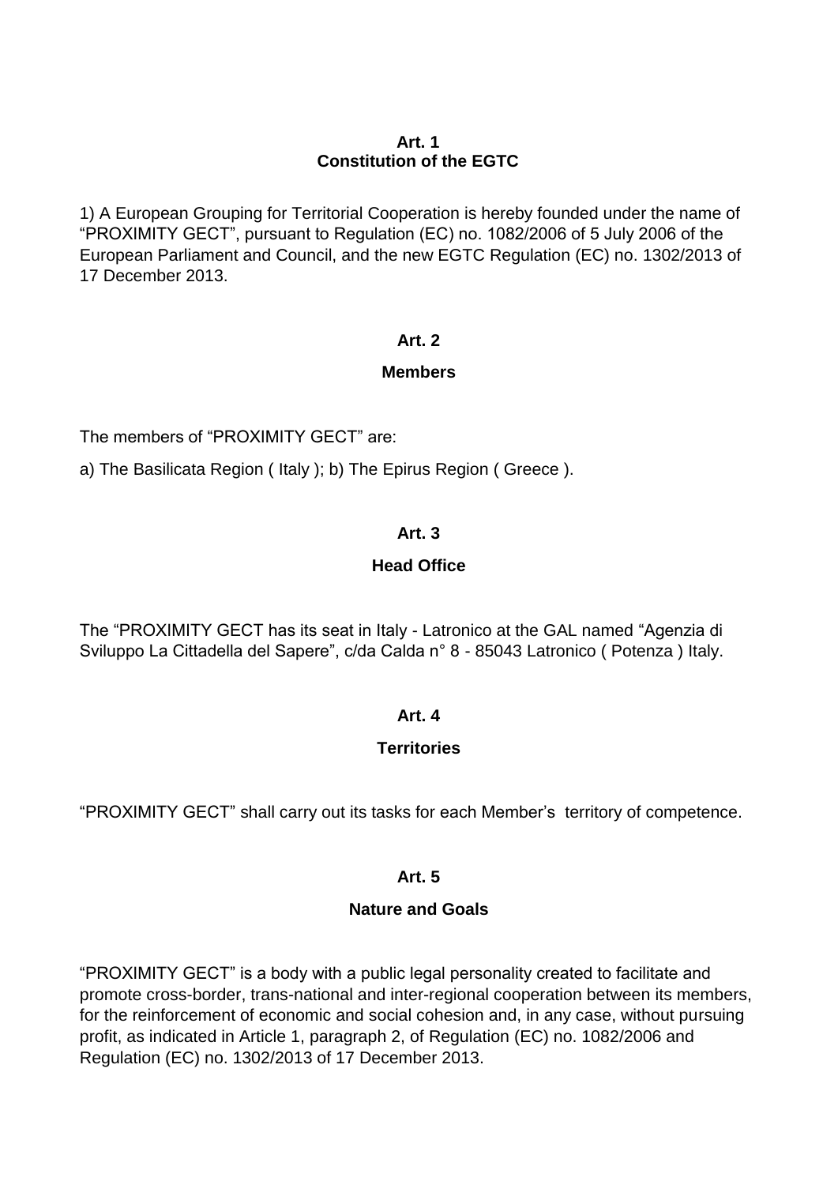## Art. 1
## Constitution of the EGTC

1) A European Grouping for Territorial Cooperation is hereby founded under the name of "PROXIMITY GECT", pursuant to Regulation (EC) no. 1082/2006 of 5 July 2006 of the European Parliament and Council, and the new EGTC Regulation (EC) no. 1302/2013 of 17 December 2013.

## Art. 2
## Members

The members of "PROXIMITY GECT" are:

a) The Basilicata Region ( Italy ); b) The Epirus Region ( Greece ).

## Art. 3
## Head Office

The "PROXIMITY GECT has its seat in Italy - Latronico at the GAL named "Agenzia di Sviluppo La Cittadella del Sapere", c/da Calda n° 8 - 85043 Latronico ( Potenza ) Italy.

## Art. 4
## Territories

"PROXIMITY GECT" shall carry out its tasks for each Member's territory of competence.

## Art. 5
## Nature and Goals

"PROXIMITY GECT" is a body with a public legal personality created to facilitate and promote cross-border, trans-national and inter-regional cooperation between its members, for the reinforcement of economic and social cohesion and, in any case, without pursuing profit, as indicated in Article 1, paragraph 2, of Regulation (EC) no. 1082/2006 and Regulation (EC) no. 1302/2013 of 17 December 2013.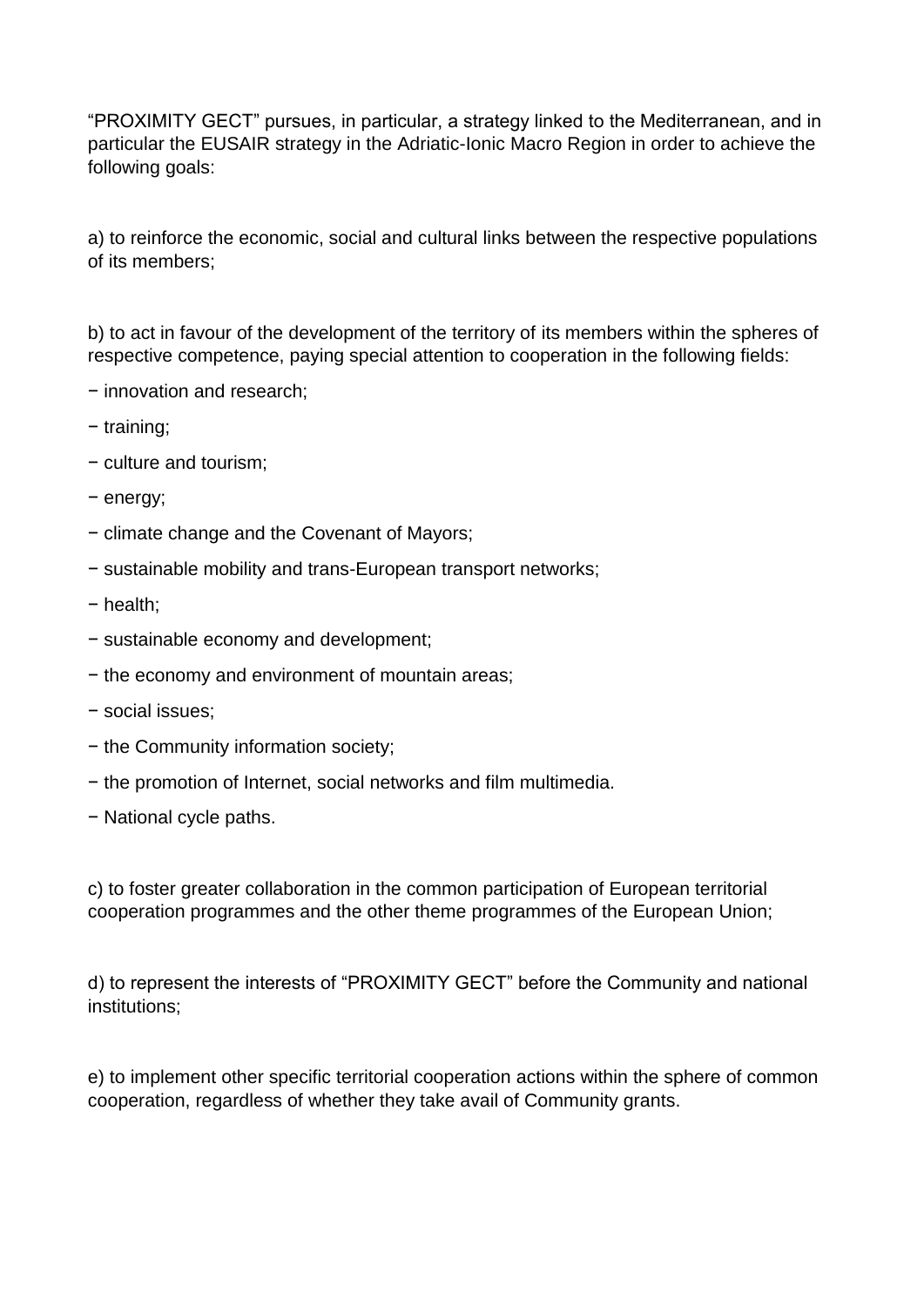“PROXIMITY GECT” pursues, in particular, a strategy linked to the Mediterranean, and in particular the EUSAIR strategy in the Adriatic-Ionic Macro Region in order to achieve the following goals:

a) to reinforce the economic, social and cultural links between the respective populations of its members;

b) to act in favour of the development of the territory of its members within the spheres of respective competence, paying special attention to cooperation in the following fields:

− innovation and research;

− training;

− culture and tourism;

− energy;

− climate change and the Covenant of Mayors;

− sustainable mobility and trans-European transport networks;

− health;

− sustainable economy and development;

− the economy and environment of mountain areas;

− social issues;

− the Community information society;

− the promotion of Internet, social networks and film multimedia.

− National cycle paths.

c) to foster greater collaboration in the common participation of European territorial cooperation programmes and the other theme programmes of the European Union;

d) to represent the interests of “PROXIMITY GECT” before the Community and national institutions;

e) to implement other specific territorial cooperation actions within the sphere of common cooperation, regardless of whether they take avail of Community grants.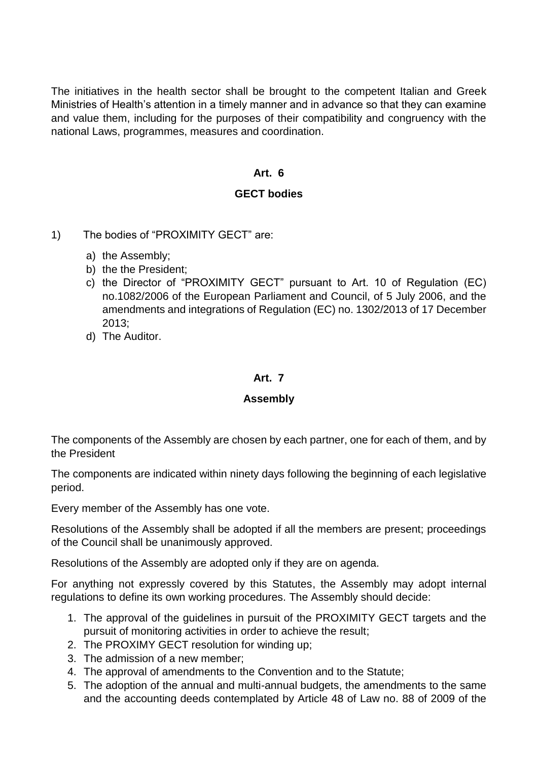The initiatives in the health sector shall be brought to the competent Italian and Greek Ministries of Health's attention in a timely manner and in advance so that they can examine and value them, including for the purposes of their compatibility and congruency with the national Laws, programmes, measures and coordination.

## Art. 6

## GECT bodies

1) The bodies of "PROXIMITY GECT" are:

   a) the Assembly;
   b) the the President;
   c) the Director of "PROXIMITY GECT" pursuant to Art. 10 of Regulation (EC) no.1082/2006 of the European Parliament and Council, of 5 July 2006, and the amendments and integrations of Regulation (EC) no. 1302/2013 of 17 December 2013;
   d) The Auditor.

## Art. 7

## Assembly

The components of the Assembly are chosen by each partner, one for each of them, and by the President

The components are indicated within ninety days following the beginning of each legislative period.

Every member of the Assembly has one vote.

Resolutions of the Assembly shall be adopted if all the members are present; proceedings of the Council shall be unanimously approved.

Resolutions of the Assembly are adopted only if they are on agenda.

For anything not expressly covered by this Statutes, the Assembly may adopt internal regulations to define its own working procedures. The Assembly should decide:

1. The approval of the guidelines in pursuit of the PROXIMITY GECT targets and the pursuit of monitoring activities in order to achieve the result;
2. The PROXIMY GECT resolution for winding up;
3. The admission of a new member;
4. The approval of amendments to the Convention and to the Statute;
5. The adoption of the annual and multi-annual budgets, the amendments to the same and the accounting deeds contemplated by Article 48 of Law no. 88 of 2009 of the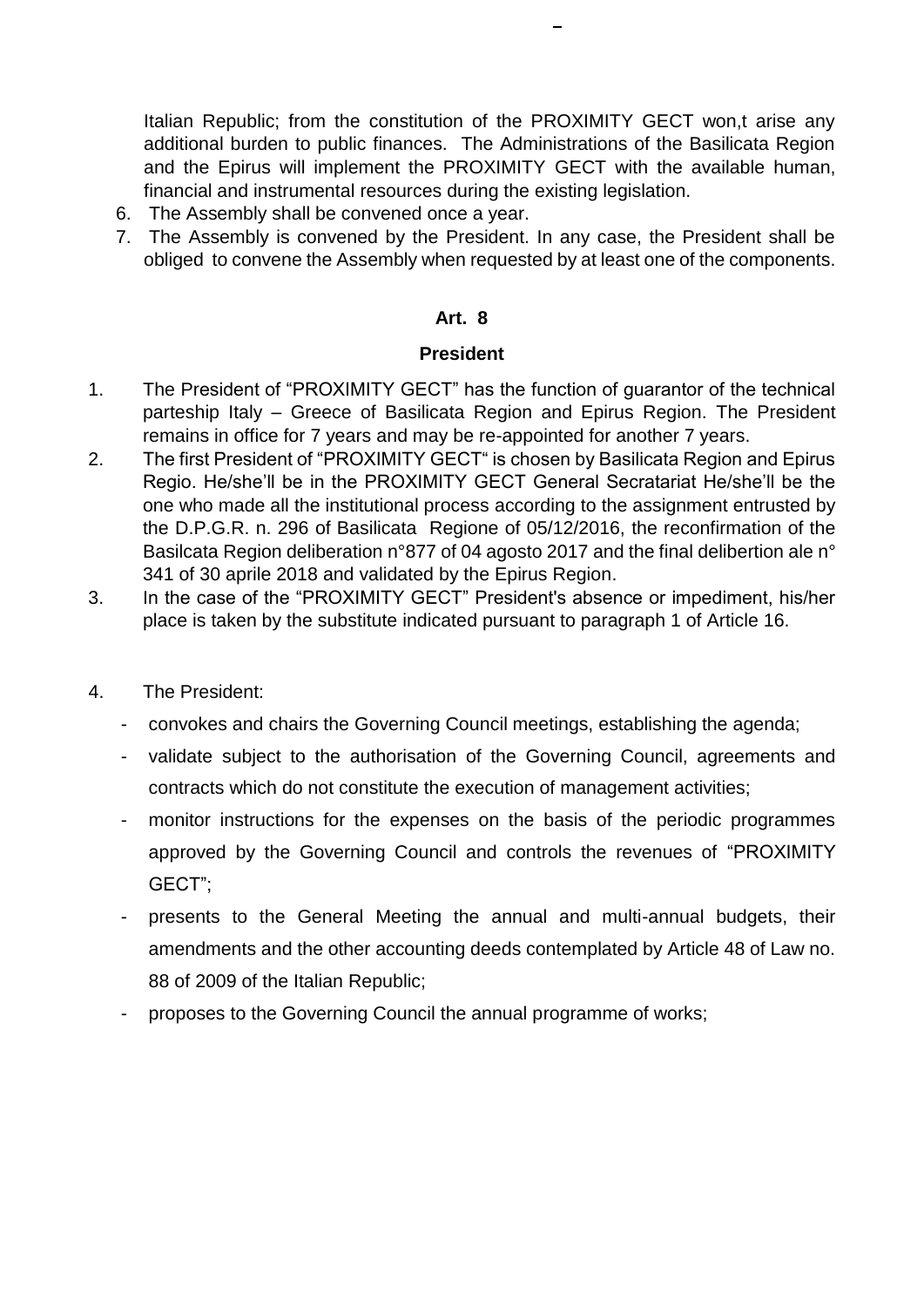Italian Republic; from the constitution of the PROXIMITY GECT won,t arise any additional burden to public finances. The Administrations of the Basilicata Region and the Epirus will implement the PROXIMITY GECT with the available human, financial and instrumental resources during the existing legislation.

6. The Assembly shall be convened once a year.
7. The Assembly is convened by the President. In any case, the President shall be obliged to convene the Assembly when requested by at least one of the components.

## Art. 8

## President

1. The President of "PROXIMITY GECT" has the function of guarantor of the technical parteship Italy – Greece of Basilicata Region and Epirus Region. The President remains in office for 7 years and may be re-appointed for another 7 years.
2. The first President of "PROXIMITY GECT" is chosen by Basilicata Region and Epirus Regio. He/she'll be in the PROXIMITY GECT General Secratariat He/she'll be the one who made all the institutional process according to the assignment entrusted by the D.P.G.R. n. 296 of Basilicata Regione of 05/12/2016, the reconfirmation of the Basilcata Region deliberation n°877 of 04 agosto 2017 and the final delibertion ale n° 341 of 30 aprile 2018 and validated by the Epirus Region.
3. In the case of the "PROXIMITY GECT" President's absence or impediment, his/her place is taken by the substitute indicated pursuant to paragraph 1 of Article 16.
4. The President:
   - convokes and chairs the Governing Council meetings, establishing the agenda;
   - validate subject to the authorisation of the Governing Council, agreements and contracts which do not constitute the execution of management activities;
   - monitor instructions for the expenses on the basis of the periodic programmes approved by the Governing Council and controls the revenues of "PROXIMITY GECT";
   - presents to the General Meeting the annual and multi-annual budgets, their amendments and the other accounting deeds contemplated by Article 48 of Law no. 88 of 2009 of the Italian Republic;
   - proposes to the Governing Council the annual programme of works;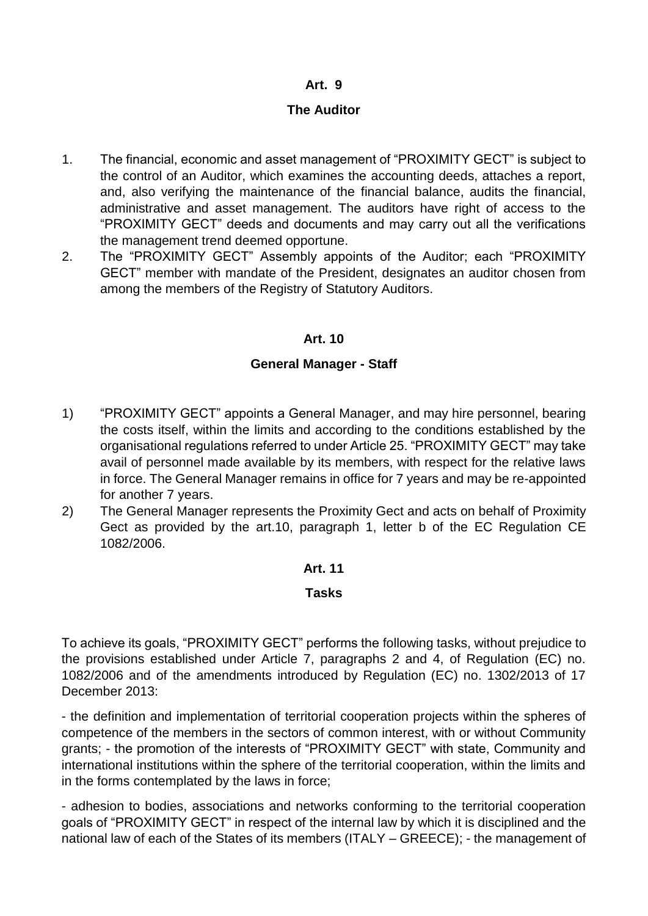## Art. 9

### The Auditor

1. The financial, economic and asset management of "PROXIMITY GECT" is subject to the control of an Auditor, which examines the accounting deeds, attaches a report, and, also verifying the maintenance of the financial balance, audits the financial, administrative and asset management. The auditors have right of access to the "PROXIMITY GECT" deeds and documents and may carry out all the verifications the management trend deemed opportune.
2. The "PROXIMITY GECT" Assembly appoints of the Auditor; each "PROXIMITY GECT" member with mandate of the President, designates an auditor chosen from among the members of the Registry of Statutory Auditors.

## Art. 10

### General Manager - Staff

1) "PROXIMITY GECT" appoints a General Manager, and may hire personnel, bearing the costs itself, within the limits and according to the conditions established by the organisational regulations referred to under Article 25. "PROXIMITY GECT" may take avail of personnel made available by its members, with respect for the relative laws in force. The General Manager remains in office for 7 years and may be re-appointed for another 7 years.
2) The General Manager represents the Proximity Gect and acts on behalf of Proximity Gect as provided by the art.10, paragraph 1, letter b of the EC Regulation CE 1082/2006.

## Art. 11

### Tasks

To achieve its goals, "PROXIMITY GECT" performs the following tasks, without prejudice to the provisions established under Article 7, paragraphs 2 and 4, of Regulation (EC) no. 1082/2006 and of the amendments introduced by Regulation (EC) no. 1302/2013 of 17 December 2013:

- the definition and implementation of territorial cooperation projects within the spheres of competence of the members in the sectors of common interest, with or without Community grants; - the promotion of the interests of "PROXIMITY GECT" with state, Community and international institutions within the sphere of the territorial cooperation, within the limits and in the forms contemplated by the laws in force;

- adhesion to bodies, associations and networks conforming to the territorial cooperation goals of "PROXIMITY GECT" in respect of the internal law by which it is disciplined and the national law of each of the States of its members (ITALY – GREECE); - the management of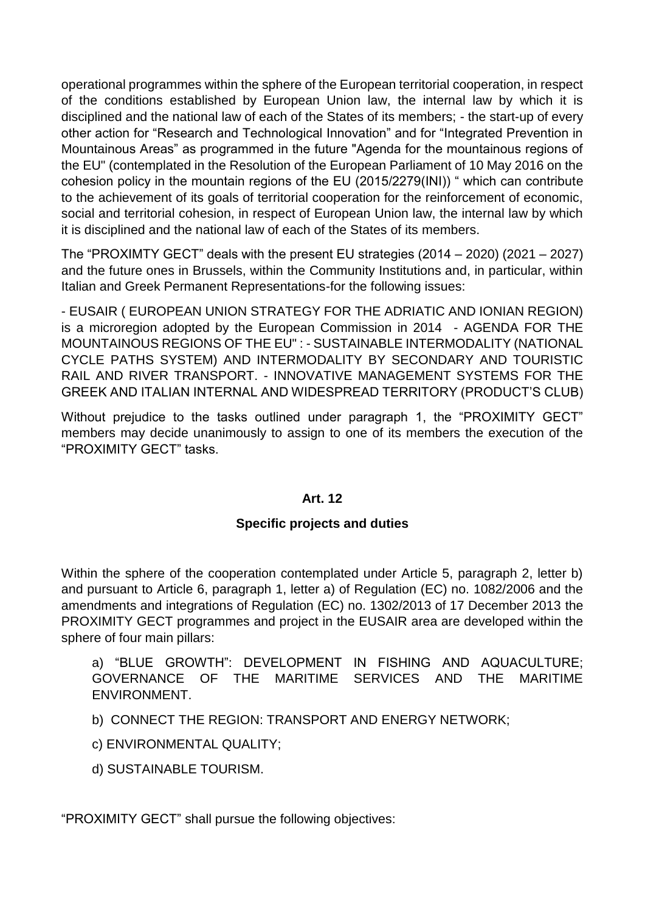operational programmes within the sphere of the European territorial cooperation, in respect of the conditions established by European Union law, the internal law by which it is disciplined and the national law of each of the States of its members; - the start-up of every other action for "Research and Technological Innovation" and for "Integrated Prevention in Mountainous Areas" as programmed in the future "Agenda for the mountainous regions of the EU" (contemplated in the Resolution of the European Parliament of 10 May 2016 on the cohesion policy in the mountain regions of the EU (2015/2279(INI)) " which can contribute to the achievement of its goals of territorial cooperation for the reinforcement of economic, social and territorial cohesion, in respect of European Union law, the internal law by which it is disciplined and the national law of each of the States of its members.

The "PROXIMTY GECT" deals with the present EU strategies (2014 – 2020) (2021 – 2027) and the future ones in Brussels, within the Community Institutions and, in particular, within Italian and Greek Permanent Representations-for the following issues:

- EUSAIR ( EUROPEAN UNION STRATEGY FOR THE ADRIATIC AND IONIAN REGION) is a microregion adopted by the European Commission in 2014 - AGENDA FOR THE MOUNTAINOUS REGIONS OF THE EU" : - SUSTAINABLE INTERMODALITY (NATIONAL CYCLE PATHS SYSTEM) AND INTERMODALITY BY SECONDARY AND TOURISTIC RAIL AND RIVER TRANSPORT. - INNOVATIVE MANAGEMENT SYSTEMS FOR THE GREEK AND ITALIAN INTERNAL AND WIDESPREAD TERRITORY (PRODUCT'S CLUB)

Without prejudice to the tasks outlined under paragraph 1, the "PROXIMITY GECT" members may decide unanimously to assign to one of its members the execution of the "PROXIMITY GECT" tasks.

## Art. 12

### Specific projects and duties

Within the sphere of the cooperation contemplated under Article 5, paragraph 2, letter b) and pursuant to Article 6, paragraph 1, letter a) of Regulation (EC) no. 1082/2006 and the amendments and integrations of Regulation (EC) no. 1302/2013 of 17 December 2013 the PROXIMITY GECT programmes and project in the EUSAIR area are developed within the sphere of four main pillars:

a) "BLUE GROWTH": DEVELOPMENT IN FISHING AND AQUACULTURE; GOVERNANCE OF THE MARITIME SERVICES AND THE MARITIME ENVIRONMENT.

b) CONNECT THE REGION: TRANSPORT AND ENERGY NETWORK;

c) ENVIRONMENTAL QUALITY;

d) SUSTAINABLE TOURISM.

"PROXIMITY GECT" shall pursue the following objectives: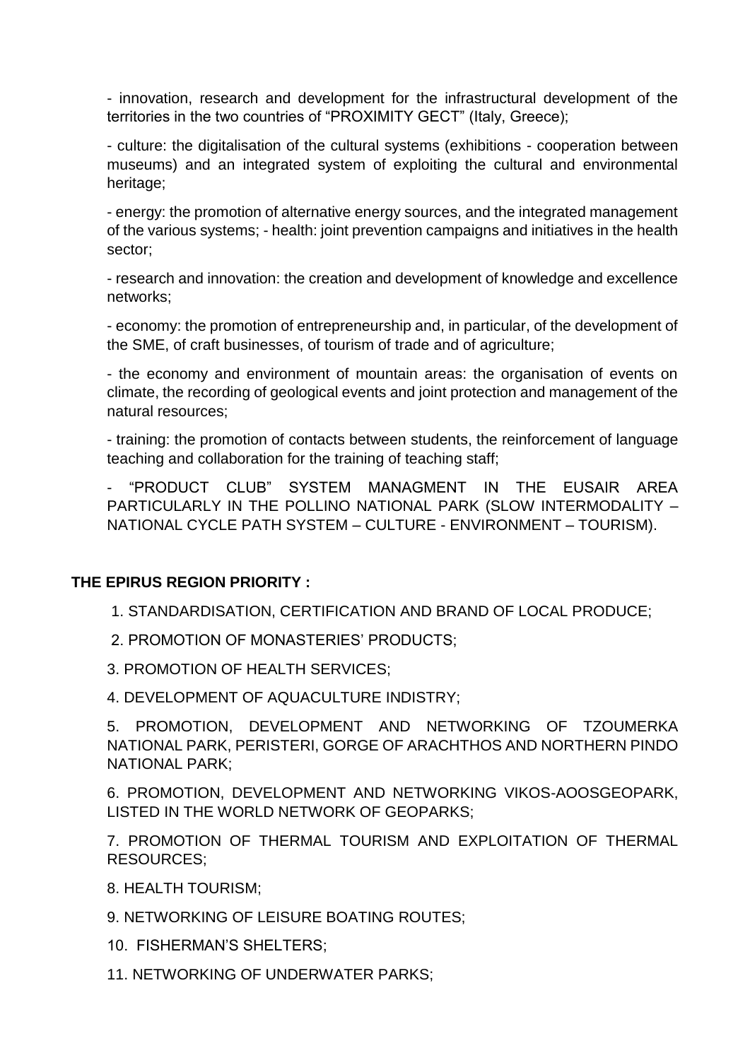- innovation, research and development for the infrastructural development of the territories in the two countries of "PROXIMITY GECT" (Italy, Greece);

- culture: the digitalisation of the cultural systems (exhibitions - cooperation between museums) and an integrated system of exploiting the cultural and environmental heritage;

- energy: the promotion of alternative energy sources, and the integrated management of the various systems; - health: joint prevention campaigns and initiatives in the health sector;

- research and innovation: the creation and development of knowledge and excellence networks;

- economy: the promotion of entrepreneurship and, in particular, of the development of the SME, of craft businesses, of tourism of trade and of agriculture;

- the economy and environment of mountain areas: the organisation of events on climate, the recording of geological events and joint protection and management of the natural resources;

- training: the promotion of contacts between students, the reinforcement of language teaching and collaboration for the training of teaching staff;

- "PRODUCT CLUB" SYSTEM MANAGMENT IN THE EUSAIR AREA PARTICULARLY IN THE POLLINO NATIONAL PARK (SLOW INTERMODALITY – NATIONAL CYCLE PATH SYSTEM – CULTURE - ENVIRONMENT – TOURISM).

**THE EPIRUS REGION PRIORITY :**

1. STANDARDISATION, CERTIFICATION AND BRAND OF LOCAL PRODUCE;
2. PROMOTION OF MONASTERIES' PRODUCTS;
3. PROMOTION OF HEALTH SERVICES;
4. DEVELOPMENT OF AQUACULTURE INDISTRY;
5. PROMOTION, DEVELOPMENT AND NETWORKING OF TZOUMERKA NATIONAL PARK, PERISTERI, GORGE OF ARACHTHOS AND NORTHERN PINDO NATIONAL PARK;
6. PROMOTION, DEVELOPMENT AND NETWORKING VIKOS-AOOSGEOPARK, LISTED IN THE WORLD NETWORK OF GEOPARKS;
7. PROMOTION OF THERMAL TOURISM AND EXPLOITATION OF THERMAL RESOURCES;
8. HEALTH TOURISM;
9. NETWORKING OF LEISURE BOATING ROUTES;
10. FISHERMAN'S SHELTERS;
11. NETWORKING OF UNDERWATER PARKS;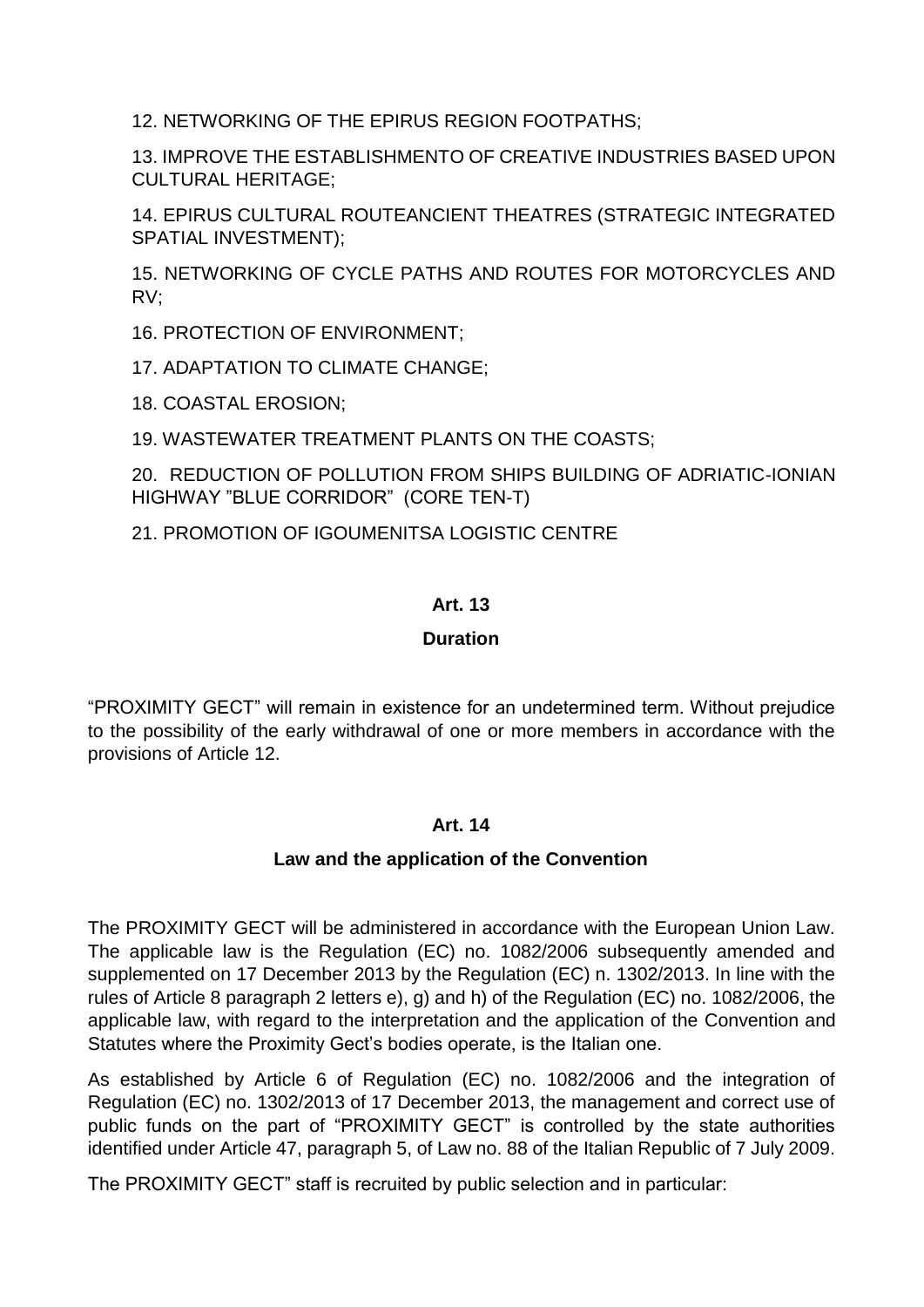12. NETWORKING OF THE EPIRUS REGION FOOTPATHS;

13. IMPROVE THE ESTABLISHMENTO OF CREATIVE INDUSTRIES BASED UPON CULTURAL HERITAGE;

14. EPIRUS CULTURAL ROUTEANCIENT THEATRES (STRATEGIC INTEGRATED SPATIAL INVESTMENT);

15. NETWORKING OF CYCLE PATHS AND ROUTES FOR MOTORCYCLES AND RV;

16. PROTECTION OF ENVIRONMENT;

17. ADAPTATION TO CLIMATE CHANGE;

18. COASTAL EROSION;

19. WASTEWATER TREATMENT PLANTS ON THE COASTS;

20. REDUCTION OF POLLUTION FROM SHIPS BUILDING OF ADRIATIC-IONIAN HIGHWAY "BLUE CORRIDOR" (CORE TEN-T)

21. PROMOTION OF IGOUMENITSA LOGISTIC CENTRE

**Art. 13**

**Duration**

"PROXIMITY GECT" will remain in existence for an undetermined term. Without prejudice to the possibility of the early withdrawal of one or more members in accordance with the provisions of Article 12.

**Art. 14**

**Law and the application of the Convention**

The PROXIMITY GECT will be administered in accordance with the European Union Law. The applicable law is the Regulation (EC) no. 1082/2006 subsequently amended and supplemented on 17 December 2013 by the Regulation (EC) n. 1302/2013. In line with the rules of Article 8 paragraph 2 letters e), g) and h) of the Regulation (EC) no. 1082/2006, the applicable law, with regard to the interpretation and the application of the Convention and Statutes where the Proximity Gect's bodies operate, is the Italian one.

As established by Article 6 of Regulation (EC) no. 1082/2006 and the integration of Regulation (EC) no. 1302/2013 of 17 December 2013, the management and correct use of public funds on the part of "PROXIMITY GECT" is controlled by the state authorities identified under Article 47, paragraph 5, of Law no. 88 of the Italian Republic of 7 July 2009.

The PROXIMITY GECT" staff is recruited by public selection and in particular: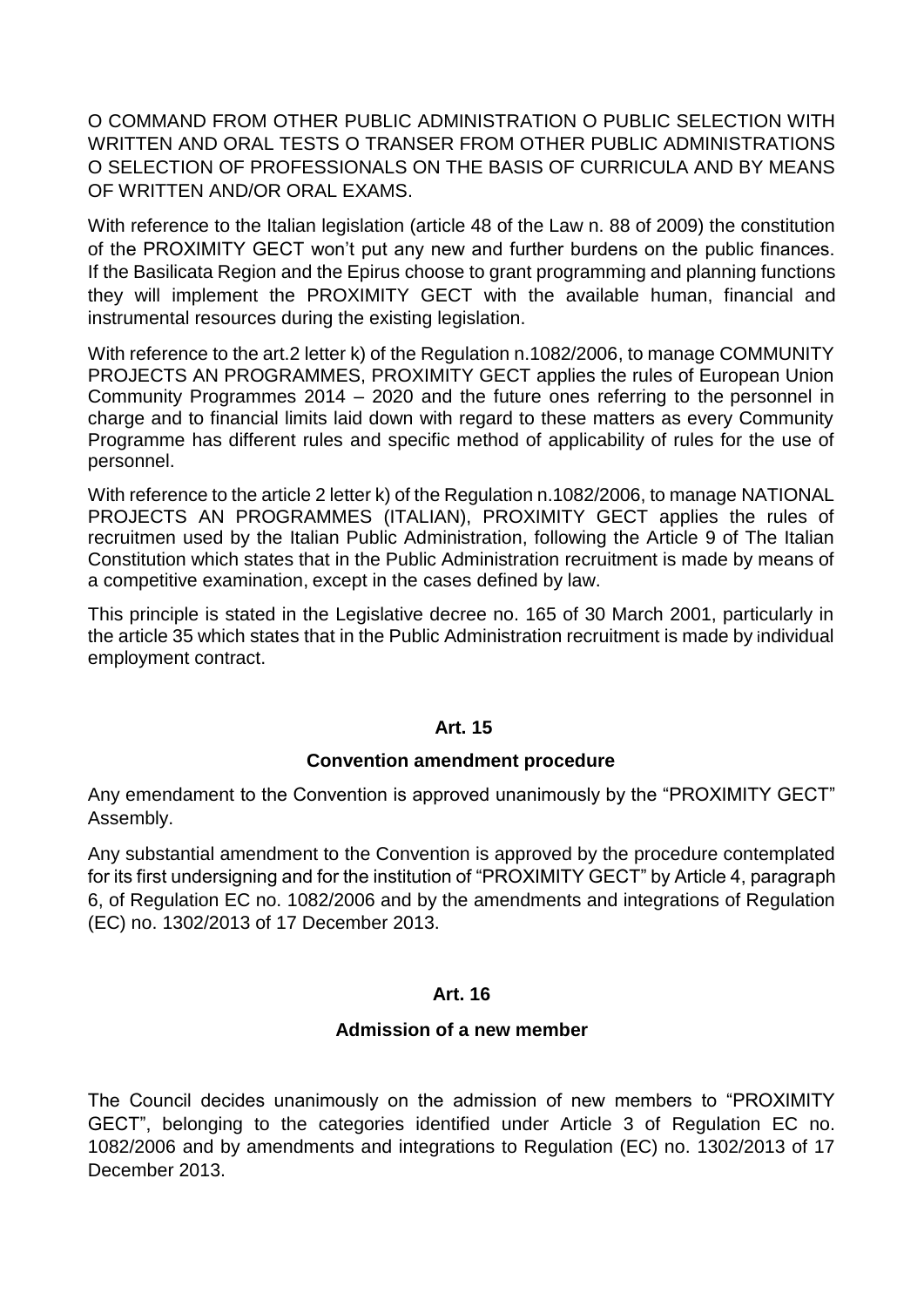O COMMAND FROM OTHER PUBLIC ADMINISTRATION O PUBLIC SELECTION WITH WRITTEN AND ORAL TESTS O TRANSER FROM OTHER PUBLIC ADMINISTRATIONS O SELECTION OF PROFESSIONALS ON THE BASIS OF CURRICULA AND BY MEANS OF WRITTEN AND/OR ORAL EXAMS.

With reference to the Italian legislation (article 48 of the Law n. 88 of 2009) the constitution of the PROXIMITY GECT won't put any new and further burdens on the public finances. If the Basilicata Region and the Epirus choose to grant programming and planning functions they will implement the PROXIMITY GECT with the available human, financial and instrumental resources during the existing legislation.

With reference to the art.2 letter k) of the Regulation n.1082/2006, to manage COMMUNITY PROJECTS AN PROGRAMMES, PROXIMITY GECT applies the rules of European Union Community Programmes 2014 – 2020 and the future ones referring to the personnel in charge and to financial limits laid down with regard to these matters as every Community Programme has different rules and specific method of applicability of rules for the use of personnel.

With reference to the article 2 letter k) of the Regulation n.1082/2006, to manage NATIONAL PROJECTS AN PROGRAMMES (ITALIAN), PROXIMITY GECT applies the rules of recruitmen used by the Italian Public Administration, following the Article 9 of The Italian Constitution which states that in the Public Administration recruitment is made by means of a competitive examination, except in the cases defined by law.

This principle is stated in the Legislative decree no. 165 of 30 March 2001, particularly in the article 35 which states that in the Public Administration recruitment is made by individual employment contract.

## Art. 15

### Convention amendment procedure

Any emendament to the Convention is approved unanimously by the "PROXIMITY GECT" Assembly.

Any substantial amendment to the Convention is approved by the procedure contemplated for its first undersigning and for the institution of "PROXIMITY GECT" by Article 4, paragraph 6, of Regulation EC no. 1082/2006 and by the amendments and integrations of Regulation (EC) no. 1302/2013 of 17 December 2013.

## Art. 16

### Admission of a new member

The Council decides unanimously on the admission of new members to "PROXIMITY GECT", belonging to the categories identified under Article 3 of Regulation EC no. 1082/2006 and by amendments and integrations to Regulation (EC) no. 1302/2013 of 17 December 2013.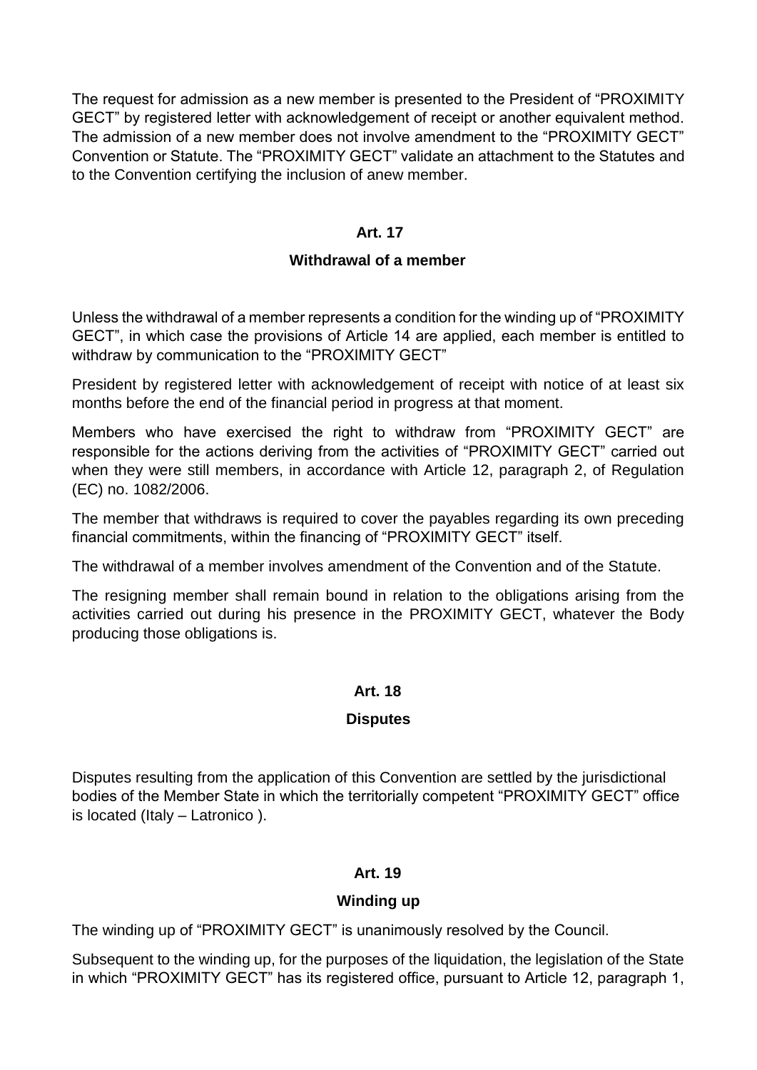The request for admission as a new member is presented to the President of "PROXIMITY GECT" by registered letter with acknowledgement of receipt or another equivalent method. The admission of a new member does not involve amendment to the "PROXIMITY GECT" Convention or Statute. The "PROXIMITY GECT" validate an attachment to the Statutes and to the Convention certifying the inclusion of anew member.

## Art. 17

### Withdrawal of a member

Unless the withdrawal of a member represents a condition for the winding up of "PROXIMITY GECT", in which case the provisions of Article 14 are applied, each member is entitled to withdraw by communication to the "PROXIMITY GECT"

President by registered letter with acknowledgement of receipt with notice of at least six months before the end of the financial period in progress at that moment.

Members who have exercised the right to withdraw from "PROXIMITY GECT" are responsible for the actions deriving from the activities of "PROXIMITY GECT" carried out when they were still members, in accordance with Article 12, paragraph 2, of Regulation (EC) no. 1082/2006.

The member that withdraws is required to cover the payables regarding its own preceding financial commitments, within the financing of "PROXIMITY GECT" itself.

The withdrawal of a member involves amendment of the Convention and of the Statute.

The resigning member shall remain bound in relation to the obligations arising from the activities carried out during his presence in the PROXIMITY GECT, whatever the Body producing those obligations is.

## Art. 18

### Disputes

Disputes resulting from the application of this Convention are settled by the jurisdictional bodies of the Member State in which the territorially competent "PROXIMITY GECT" office is located (Italy – Latronico ).

## Art. 19

### Winding up

The winding up of "PROXIMITY GECT" is unanimously resolved by the Council.

Subsequent to the winding up, for the purposes of the liquidation, the legislation of the State in which "PROXIMITY GECT" has its registered office, pursuant to Article 12, paragraph 1,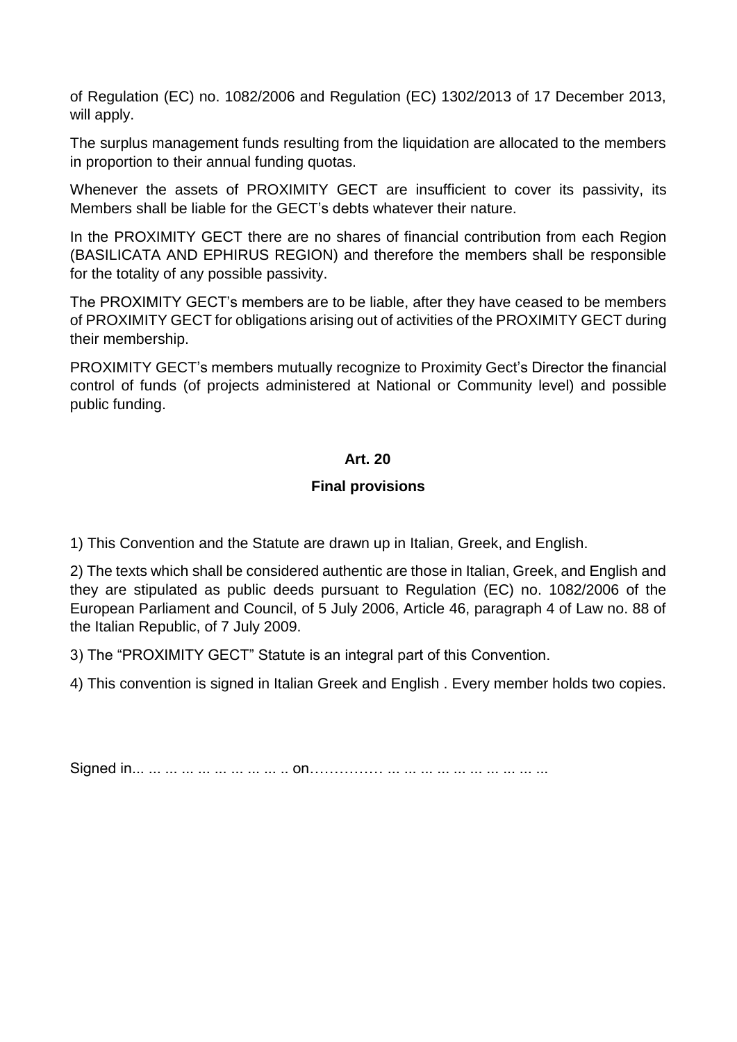of Regulation (EC) no. 1082/2006 and Regulation (EC) 1302/2013 of 17 December 2013, will apply.

The surplus management funds resulting from the liquidation are allocated to the members in proportion to their annual funding quotas.

Whenever the assets of PROXIMITY GECT are insufficient to cover its passivity, its Members shall be liable for the GECT's debts whatever their nature.

In the PROXIMITY GECT there are no shares of financial contribution from each Region (BASILICATA AND EPHIRUS REGION) and therefore the members shall be responsible for the totality of any possible passivity.

The PROXIMITY GECT's members are to be liable, after they have ceased to be members of PROXIMITY GECT for obligations arising out of activities of the PROXIMITY GECT during their membership.

PROXIMITY GECT's members mutually recognize to Proximity Gect's Director the financial control of funds (of projects administered at National or Community level) and possible public funding.

## Art. 20

## Final provisions

1) This Convention and the Statute are drawn up in Italian, Greek, and English.

2) The texts which shall be considered authentic are those in Italian, Greek, and English and they are stipulated as public deeds pursuant to Regulation (EC) no. 1082/2006 of the European Parliament and Council, of 5 July 2006, Article 46, paragraph 4 of Law no. 88 of the Italian Republic, of 7 July 2009.

3) The "PROXIMITY GECT" Statute is an integral part of this Convention.

4) This convention is signed in Italian Greek and English . Every member holds two copies.

Signed in... ... ... ... ... ... ... ... ... .. on…………… ... ... ... ... ... ... ... ... ... ...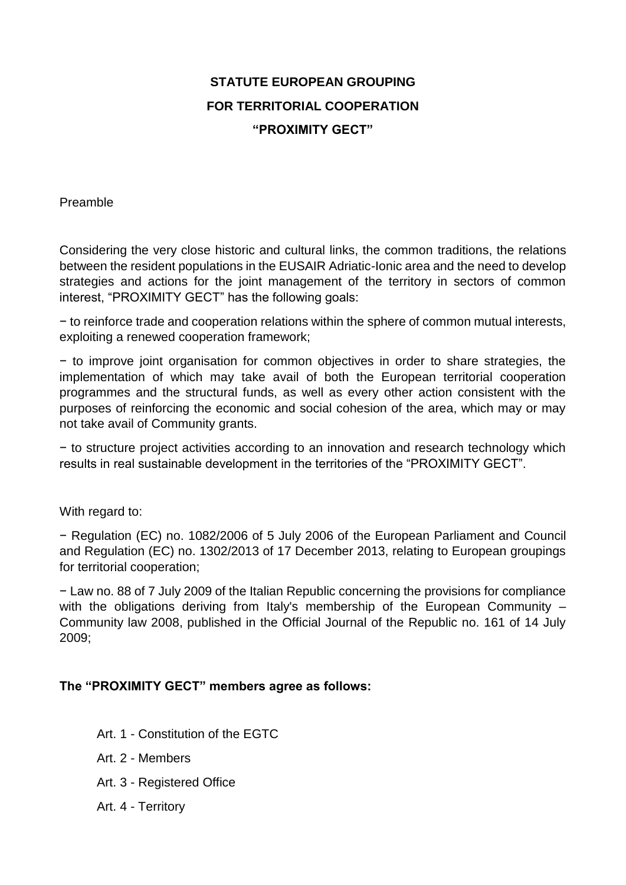# STATUTE EUROPEAN GROUPING FOR TERRITORIAL COOPERATION "PROXIMITY GECT"

Preamble

Considering the very close historic and cultural links, the common traditions, the relations between the resident populations in the EUSAIR Adriatic-Ionic area and the need to develop strategies and actions for the joint management of the territory in sectors of common interest, "PROXIMITY GECT" has the following goals:

− to reinforce trade and cooperation relations within the sphere of common mutual interests, exploiting a renewed cooperation framework;

− to improve joint organisation for common objectives in order to share strategies, the implementation of which may take avail of both the European territorial cooperation programmes and the structural funds, as well as every other action consistent with the purposes of reinforcing the economic and social cohesion of the area, which may or may not take avail of Community grants.

− to structure project activities according to an innovation and research technology which results in real sustainable development in the territories of the "PROXIMITY GECT".

With regard to:

− Regulation (EC) no. 1082/2006 of 5 July 2006 of the European Parliament and Council and Regulation (EC) no. 1302/2013 of 17 December 2013, relating to European groupings for territorial cooperation;

− Law no. 88 of 7 July 2009 of the Italian Republic concerning the provisions for compliance with the obligations deriving from Italy's membership of the European Community – Community law 2008, published in the Official Journal of the Republic no. 161 of 14 July 2009;

**The "PROXIMITY GECT" members agree as follows:**

Art. 1 - Constitution of the EGTC

Art. 2 - Members

Art. 3 - Registered Office

Art. 4 - Territory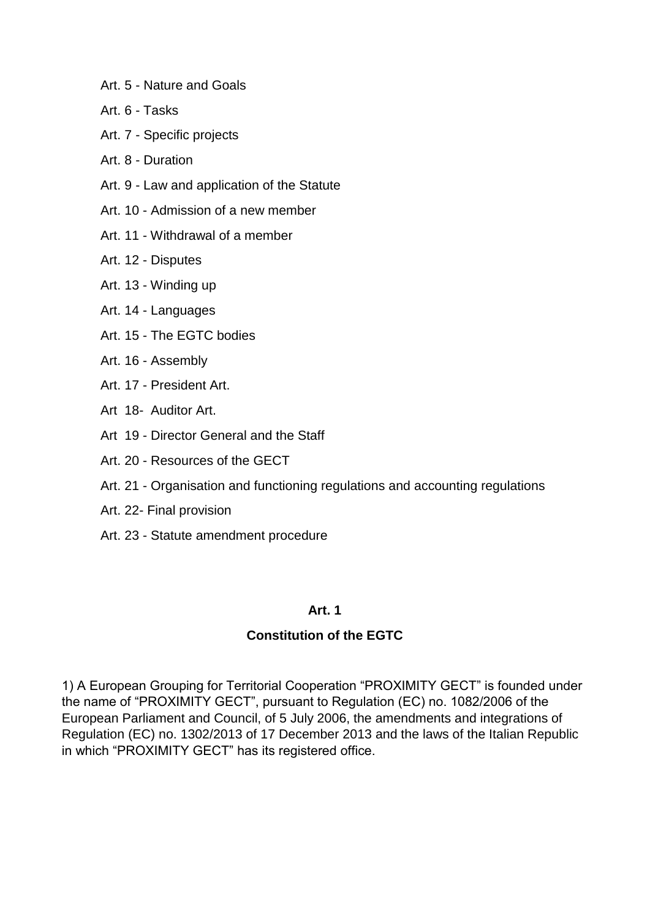Art. 5 - Nature and Goals

Art. 6 - Tasks

Art. 7 - Specific projects

Art. 8 - Duration

Art. 9 - Law and application of the Statute

Art. 10 - Admission of a new member

Art. 11 - Withdrawal of a member

Art. 12 - Disputes

Art. 13 - Winding up

Art. 14 - Languages

Art. 15 - The EGTC bodies

Art. 16 - Assembly

Art. 17 - President Art.

Art 18- Auditor Art.

Art 19 - Director General and the Staff

Art. 20 - Resources of the GECT

Art. 21 - Organisation and functioning regulations and accounting regulations

Art. 22- Final provision

Art. 23 - Statute amendment procedure

**Art. 1**

**Constitution of the EGTC**

1) A European Grouping for Territorial Cooperation “PROXIMITY GECT” is founded under the name of “PROXIMITY GECT”, pursuant to Regulation (EC) no. 1082/2006 of the European Parliament and Council, of 5 July 2006, the amendments and integrations of Regulation (EC) no. 1302/2013 of 17 December 2013 and the laws of the Italian Republic in which “PROXIMITY GECT” has its registered office.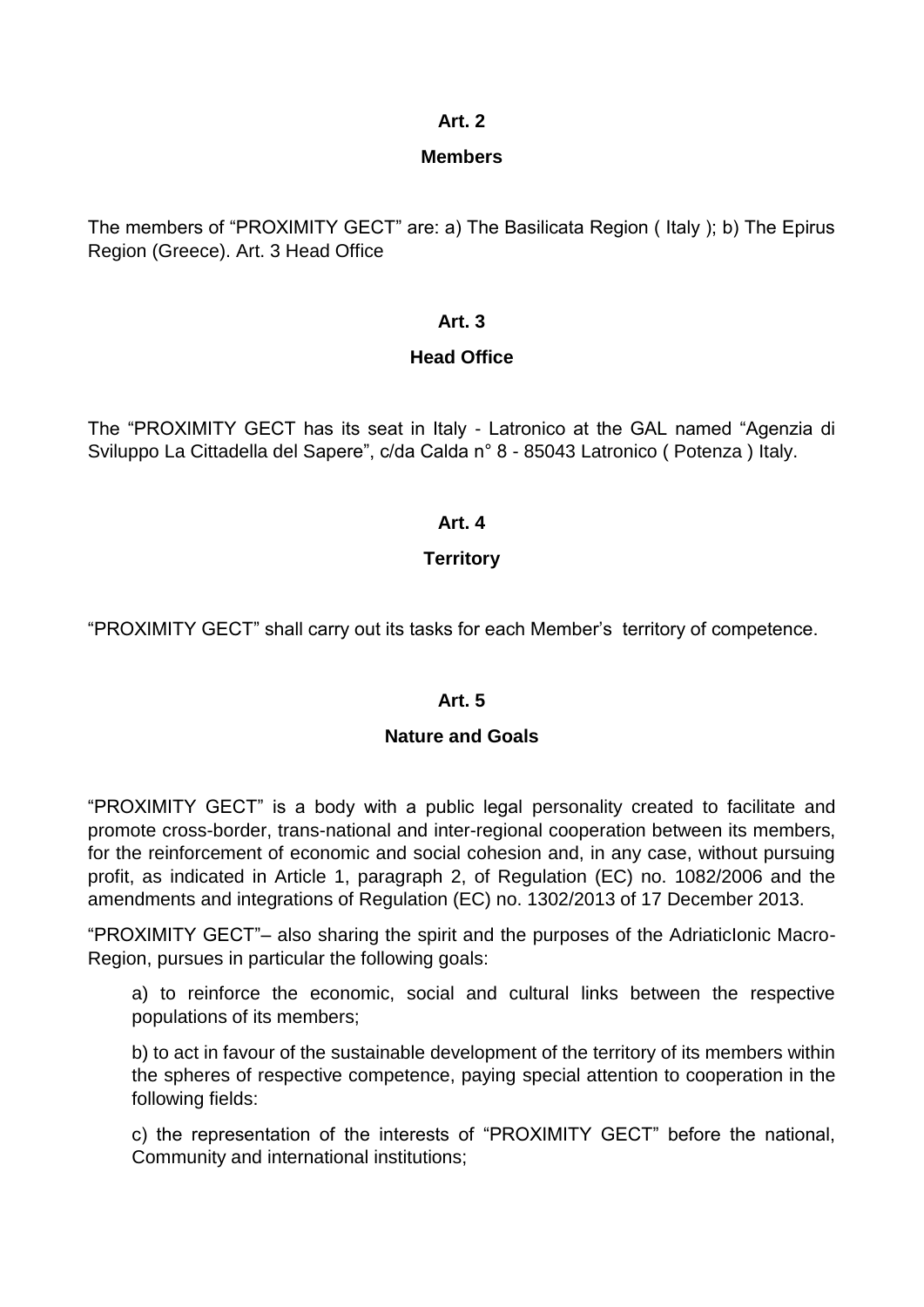**Art. 2**

**Members**

The members of "PROXIMITY GECT" are: a) The Basilicata Region ( Italy ); b) The Epirus Region (Greece). Art. 3 Head Office

**Art. 3**

**Head Office**

The "PROXIMITY GECT has its seat in Italy - Latronico at the GAL named "Agenzia di Sviluppo La Cittadella del Sapere", c/da Calda n° 8 - 85043 Latronico ( Potenza ) Italy.

**Art. 4**

**Territory**

"PROXIMITY GECT" shall carry out its tasks for each Member's territory of competence.

**Art. 5**

**Nature and Goals**

"PROXIMITY GECT" is a body with a public legal personality created to facilitate and promote cross-border, trans-national and inter-regional cooperation between its members, for the reinforcement of economic and social cohesion and, in any case, without pursuing profit, as indicated in Article 1, paragraph 2, of Regulation (EC) no. 1082/2006 and the amendments and integrations of Regulation (EC) no. 1302/2013 of 17 December 2013.

"PROXIMITY GECT"– also sharing the spirit and the purposes of the AdriaticIonic Macro-Region, pursues in particular the following goals:

a) to reinforce the economic, social and cultural links between the respective populations of its members;

b) to act in favour of the sustainable development of the territory of its members within the spheres of respective competence, paying special attention to cooperation in the following fields:

c) the representation of the interests of "PROXIMITY GECT" before the national, Community and international institutions;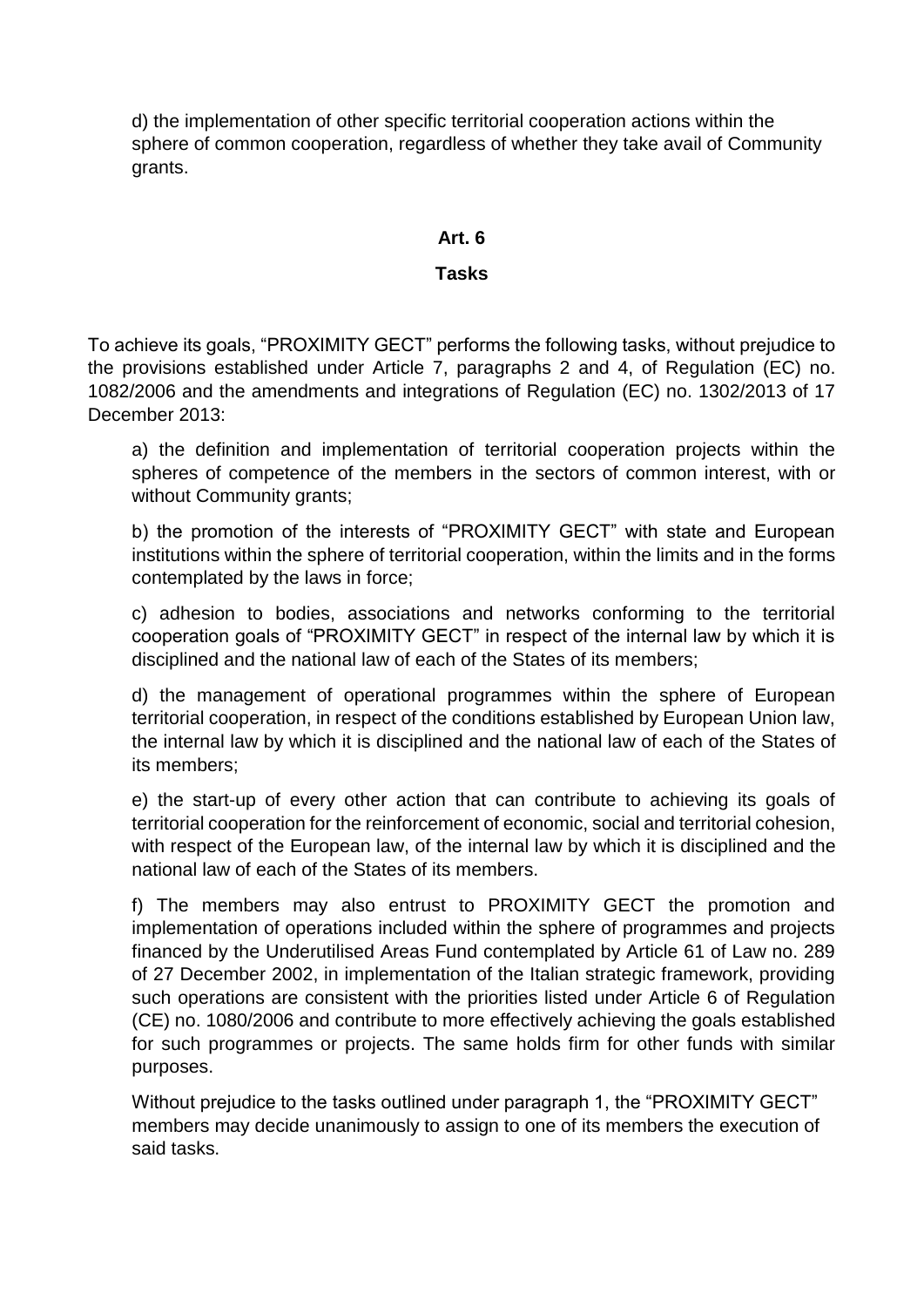d) the implementation of other specific territorial cooperation actions within the sphere of common cooperation, regardless of whether they take avail of Community grants.

**Art. 6**

**Tasks**

To achieve its goals, "PROXIMITY GECT" performs the following tasks, without prejudice to the provisions established under Article 7, paragraphs 2 and 4, of Regulation (EC) no. 1082/2006 and the amendments and integrations of Regulation (EC) no. 1302/2013 of 17 December 2013:

a) the definition and implementation of territorial cooperation projects within the spheres of competence of the members in the sectors of common interest, with or without Community grants;

b) the promotion of the interests of "PROXIMITY GECT" with state and European institutions within the sphere of territorial cooperation, within the limits and in the forms contemplated by the laws in force;

c) adhesion to bodies, associations and networks conforming to the territorial cooperation goals of "PROXIMITY GECT" in respect of the internal law by which it is disciplined and the national law of each of the States of its members;

d) the management of operational programmes within the sphere of European territorial cooperation, in respect of the conditions established by European Union law, the internal law by which it is disciplined and the national law of each of the States of its members;

e) the start-up of every other action that can contribute to achieving its goals of territorial cooperation for the reinforcement of economic, social and territorial cohesion, with respect of the European law, of the internal law by which it is disciplined and the national law of each of the States of its members.

f) The members may also entrust to PROXIMITY GECT the promotion and implementation of operations included within the sphere of programmes and projects financed by the Underutilised Areas Fund contemplated by Article 61 of Law no. 289 of 27 December 2002, in implementation of the Italian strategic framework, providing such operations are consistent with the priorities listed under Article 6 of Regulation (CE) no. 1080/2006 and contribute to more effectively achieving the goals established for such programmes or projects. The same holds firm for other funds with similar purposes.

Without prejudice to the tasks outlined under paragraph 1, the "PROXIMITY GECT" members may decide unanimously to assign to one of its members the execution of said tasks.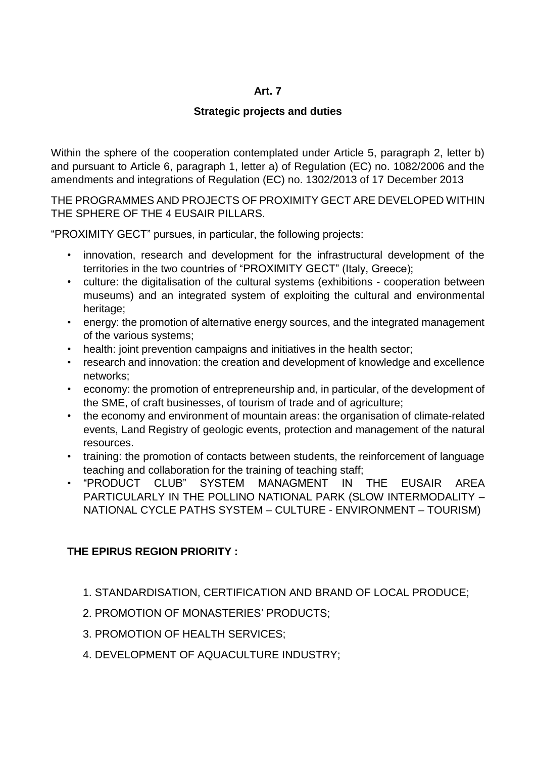## Art. 7

### Strategic projects and duties

Within the sphere of the cooperation contemplated under Article 5, paragraph 2, letter b) and pursuant to Article 6, paragraph 1, letter a) of Regulation (EC) no. 1082/2006 and the amendments and integrations of Regulation (EC) no. 1302/2013 of 17 December 2013

THE PROGRAMMES AND PROJECTS OF PROXIMITY GECT ARE DEVELOPED WITHIN THE SPHERE OF THE 4 EUSAIR PILLARS.

"PROXIMITY GECT" pursues, in particular, the following projects:

- innovation, research and development for the infrastructural development of the territories in the two countries of "PROXIMITY GECT" (Italy, Greece);
- culture: the digitalisation of the cultural systems (exhibitions - cooperation between museums) and an integrated system of exploiting the cultural and environmental heritage;
- energy: the promotion of alternative energy sources, and the integrated management of the various systems;
- health: joint prevention campaigns and initiatives in the health sector;
- research and innovation: the creation and development of knowledge and excellence networks;
- economy: the promotion of entrepreneurship and, in particular, of the development of the SME, of craft businesses, of tourism of trade and of agriculture;
- the economy and environment of mountain areas: the organisation of climate-related events, Land Registry of geologic events, protection and management of the natural resources.
- training: the promotion of contacts between students, the reinforcement of language teaching and collaboration for the training of teaching staff;
- "PRODUCT CLUB" SYSTEM MANAGMENT IN THE EUSAIR AREA PARTICULARLY IN THE POLLINO NATIONAL PARK (SLOW INTERMODALITY – NATIONAL CYCLE PATHS SYSTEM – CULTURE - ENVIRONMENT – TOURISM)

**THE EPIRUS REGION PRIORITY :**

1. STANDARDISATION, CERTIFICATION AND BRAND OF LOCAL PRODUCE;
2. PROMOTION OF MONASTERIES' PRODUCTS;
3. PROMOTION OF HEALTH SERVICES;
4. DEVELOPMENT OF AQUACULTURE INDUSTRY;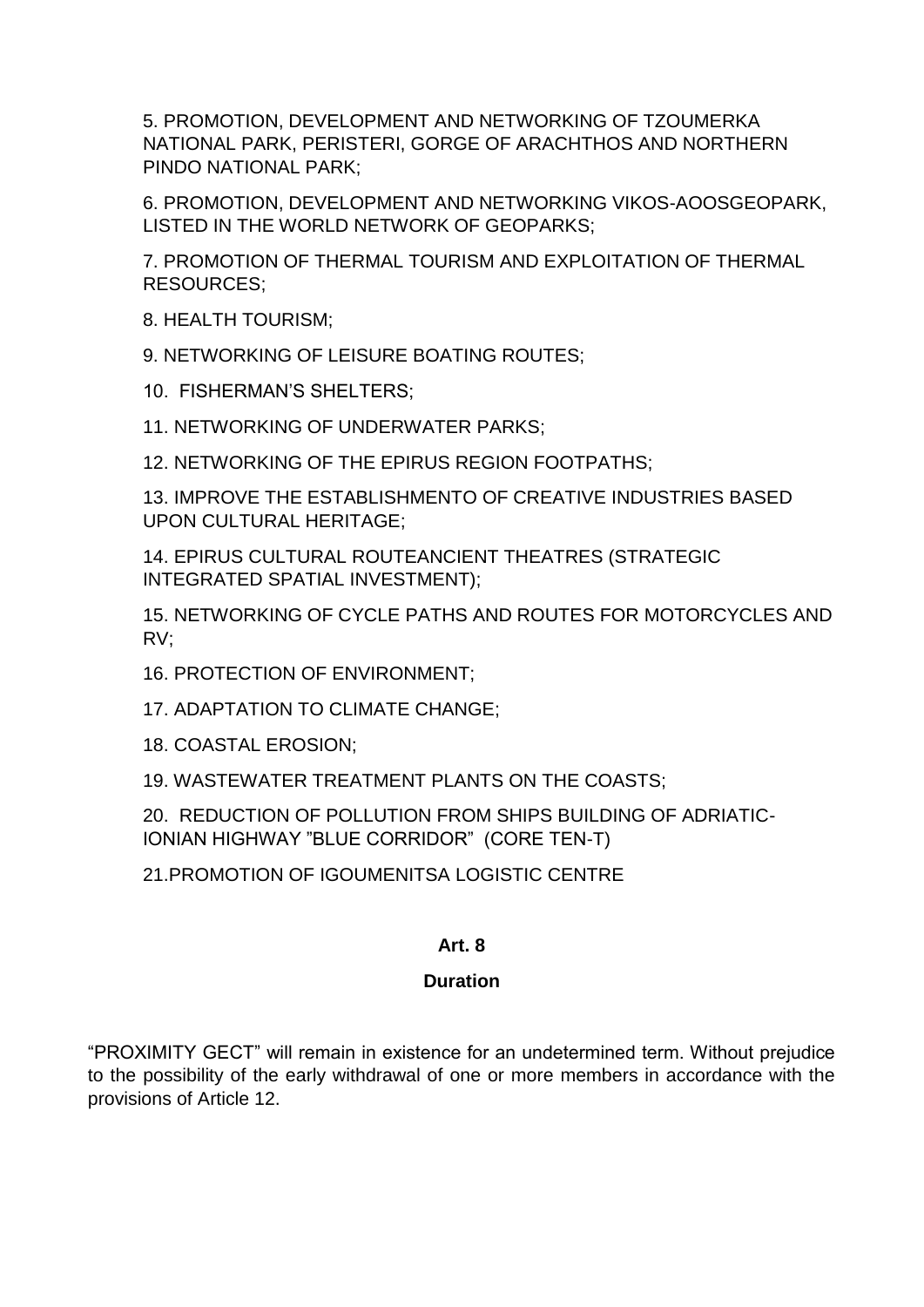5. PROMOTION, DEVELOPMENT AND NETWORKING OF TZOUMERKA NATIONAL PARK, PERISTERI, GORGE OF ARACHTHOS AND NORTHERN PINDO NATIONAL PARK;

6. PROMOTION, DEVELOPMENT AND NETWORKING VIKOS-AOOSGEOPARK, LISTED IN THE WORLD NETWORK OF GEOPARKS;

7. PROMOTION OF THERMAL TOURISM AND EXPLOITATION OF THERMAL RESOURCES;

8. HEALTH TOURISM;

9. NETWORKING OF LEISURE BOATING ROUTES;

10. FISHERMAN'S SHELTERS;

11. NETWORKING OF UNDERWATER PARKS;

12. NETWORKING OF THE EPIRUS REGION FOOTPATHS;

13. IMPROVE THE ESTABLISHMENTO OF CREATIVE INDUSTRIES BASED UPON CULTURAL HERITAGE;

14. EPIRUS CULTURAL ROUTEANCIENT THEATRES (STRATEGIC INTEGRATED SPATIAL INVESTMENT);

15. NETWORKING OF CYCLE PATHS AND ROUTES FOR MOTORCYCLES AND RV;

16. PROTECTION OF ENVIRONMENT;

17. ADAPTATION TO CLIMATE CHANGE;

18. COASTAL EROSION;

19. WASTEWATER TREATMENT PLANTS ON THE COASTS;

20. REDUCTION OF POLLUTION FROM SHIPS BUILDING OF ADRIATIC-IONIAN HIGHWAY "BLUE CORRIDOR" (CORE TEN-T)

21.PROMOTION OF IGOUMENITSA LOGISTIC CENTRE

## Art. 8

## Duration

"PROXIMITY GECT" will remain in existence for an undetermined term. Without prejudice to the possibility of the early withdrawal of one or more members in accordance with the provisions of Article 12.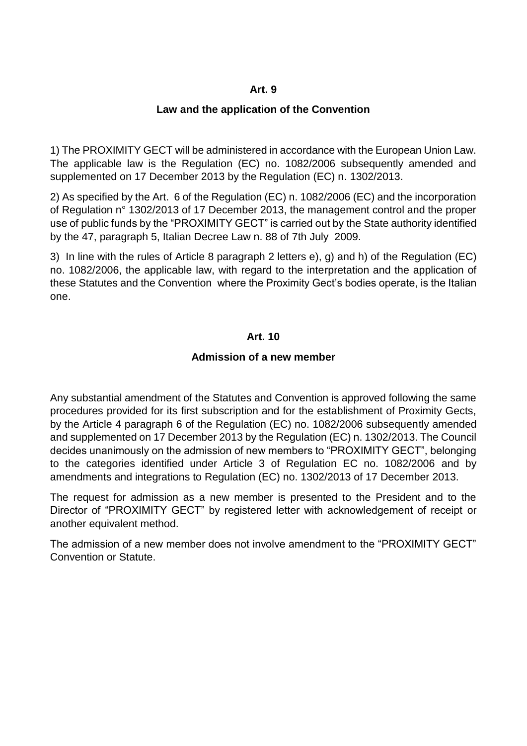## Art. 9

### Law and the application of the Convention

1) The PROXIMITY GECT will be administered in accordance with the European Union Law. The applicable law is the Regulation (EC) no. 1082/2006 subsequently amended and supplemented on 17 December 2013 by the Regulation (EC) n. 1302/2013.

2) As specified by the Art. 6 of the Regulation (EC) n. 1082/2006 (EC) and the incorporation of Regulation n° 1302/2013 of 17 December 2013, the management control and the proper use of public funds by the "PROXIMITY GECT" is carried out by the State authority identified by the 47, paragraph 5, Italian Decree Law n. 88 of 7th July 2009.

3) In line with the rules of Article 8 paragraph 2 letters e), g) and h) of the Regulation (EC) no. 1082/2006, the applicable law, with regard to the interpretation and the application of these Statutes and the Convention where the Proximity Gect's bodies operate, is the Italian one.

## Art. 10

### Admission of a new member

Any substantial amendment of the Statutes and Convention is approved following the same procedures provided for its first subscription and for the establishment of Proximity Gects, by the Article 4 paragraph 6 of the Regulation (EC) no. 1082/2006 subsequently amended and supplemented on 17 December 2013 by the Regulation (EC) n. 1302/2013. The Council decides unanimously on the admission of new members to "PROXIMITY GECT", belonging to the categories identified under Article 3 of Regulation EC no. 1082/2006 and by amendments and integrations to Regulation (EC) no. 1302/2013 of 17 December 2013.

The request for admission as a new member is presented to the President and to the Director of "PROXIMITY GECT" by registered letter with acknowledgement of receipt or another equivalent method.

The admission of a new member does not involve amendment to the "PROXIMITY GECT" Convention or Statute.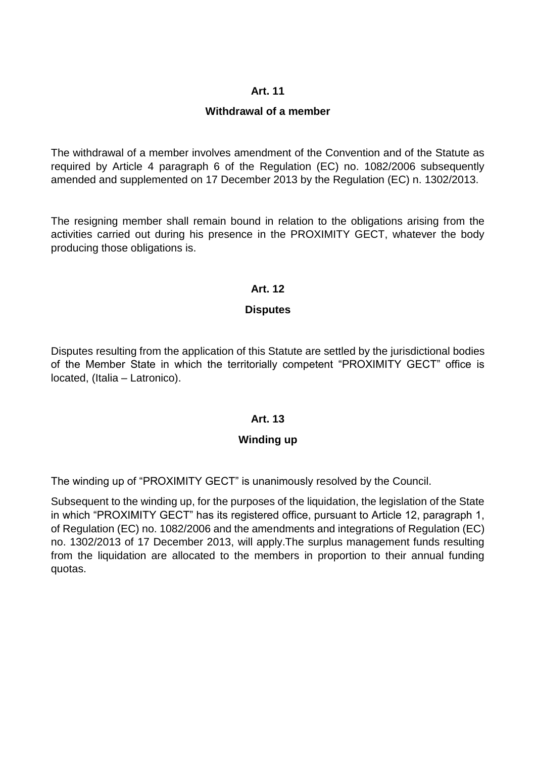**Art. 11**

**Withdrawal of a member**

The withdrawal of a member involves amendment of the Convention and of the Statute as required by Article 4 paragraph 6 of the Regulation (EC) no. 1082/2006 subsequently amended and supplemented on 17 December 2013 by the Regulation (EC) n. 1302/2013.

The resigning member shall remain bound in relation to the obligations arising from the activities carried out during his presence in the PROXIMITY GECT, whatever the body producing those obligations is.

**Art. 12**

**Disputes**

Disputes resulting from the application of this Statute are settled by the jurisdictional bodies of the Member State in which the territorially competent "PROXIMITY GECT" office is located, (Italia – Latronico).

**Art. 13**

**Winding up**

The winding up of "PROXIMITY GECT" is unanimously resolved by the Council.

Subsequent to the winding up, for the purposes of the liquidation, the legislation of the State in which "PROXIMITY GECT" has its registered office, pursuant to Article 12, paragraph 1, of Regulation (EC) no. 1082/2006 and the amendments and integrations of Regulation (EC) no. 1302/2013 of 17 December 2013, will apply.The surplus management funds resulting from the liquidation are allocated to the members in proportion to their annual funding quotas.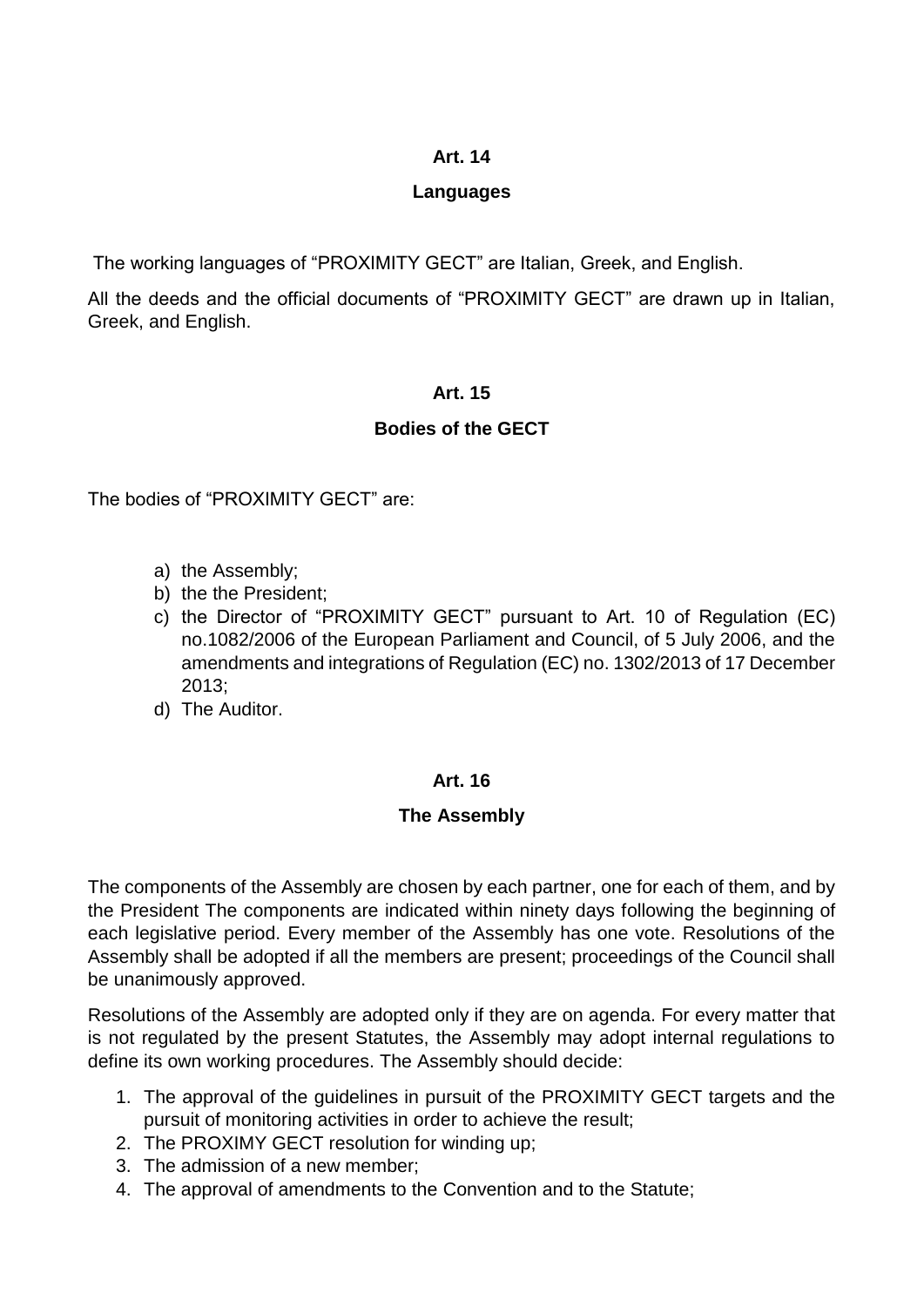## Art. 14

### Languages

The working languages of "PROXIMITY GECT" are Italian, Greek, and English.

All the deeds and the official documents of "PROXIMITY GECT" are drawn up in Italian, Greek, and English.

## Art. 15

### Bodies of the GECT

The bodies of "PROXIMITY GECT" are:

a) the Assembly;
b) the the President;
c) the Director of "PROXIMITY GECT" pursuant to Art. 10 of Regulation (EC) no.1082/2006 of the European Parliament and Council, of 5 July 2006, and the amendments and integrations of Regulation (EC) no. 1302/2013 of 17 December 2013;
d) The Auditor.

## Art. 16

### The Assembly

The components of the Assembly are chosen by each partner, one for each of them, and by the President The components are indicated within ninety days following the beginning of each legislative period. Every member of the Assembly has one vote. Resolutions of the Assembly shall be adopted if all the members are present; proceedings of the Council shall be unanimously approved.

Resolutions of the Assembly are adopted only if they are on agenda. For every matter that is not regulated by the present Statutes, the Assembly may adopt internal regulations to define its own working procedures. The Assembly should decide:

1. The approval of the guidelines in pursuit of the PROXIMITY GECT targets and the pursuit of monitoring activities in order to achieve the result;
2. The PROXIMY GECT resolution for winding up;
3. The admission of a new member;
4. The approval of amendments to the Convention and to the Statute;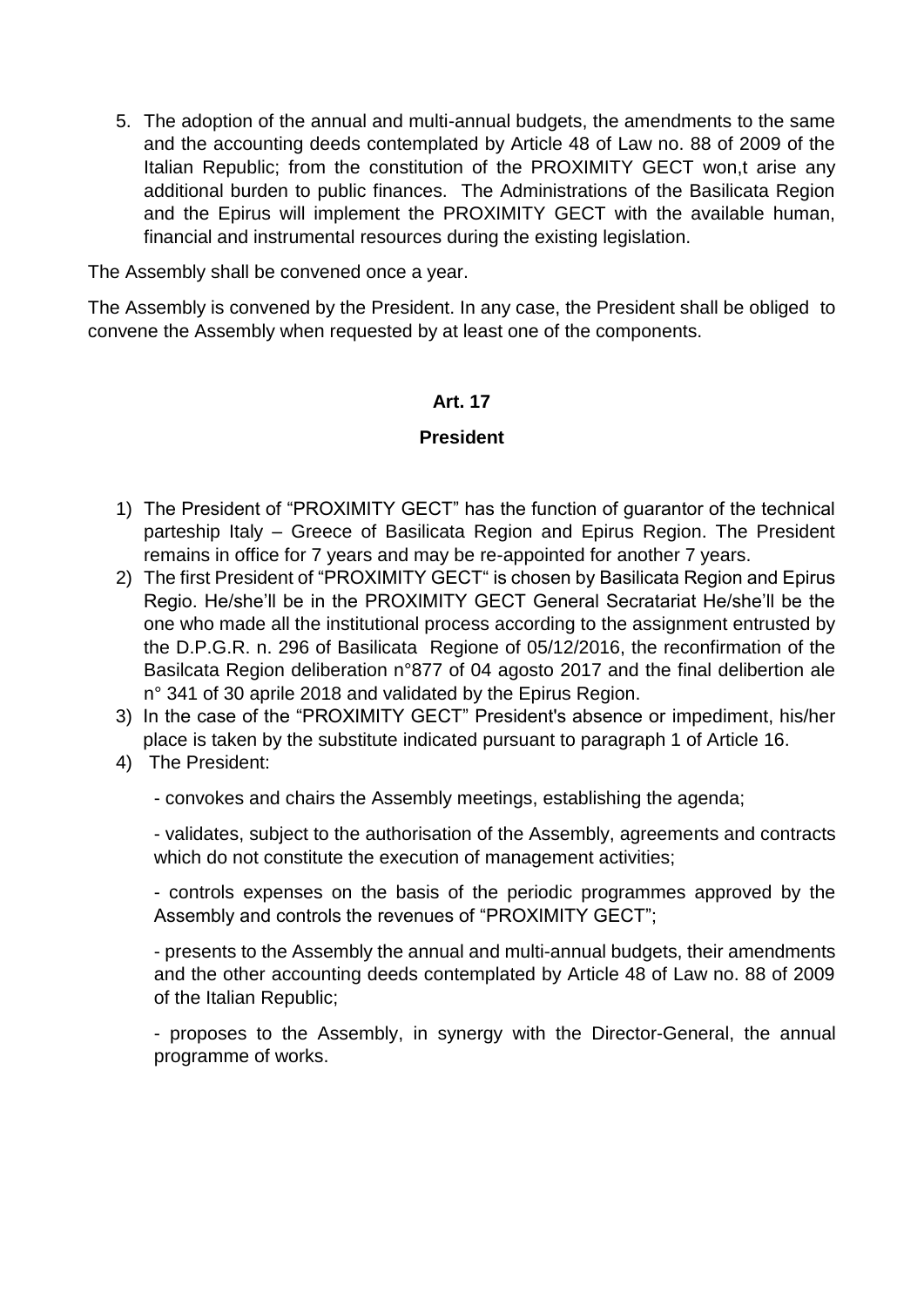5. The adoption of the annual and multi-annual budgets, the amendments to the same and the accounting deeds contemplated by Article 48 of Law no. 88 of 2009 of the Italian Republic; from the constitution of the PROXIMITY GECT won,t arise any additional burden to public finances. The Administrations of the Basilicata Region and the Epirus will implement the PROXIMITY GECT with the available human, financial and instrumental resources during the existing legislation.

The Assembly shall be convened once a year.

The Assembly is convened by the President. In any case, the President shall be obliged to convene the Assembly when requested by at least one of the components.

**Art. 17**

**President**

1) The President of "PROXIMITY GECT" has the function of guarantor of the technical parteship Italy – Greece of Basilicata Region and Epirus Region. The President remains in office for 7 years and may be re-appointed for another 7 years.
2) The first President of "PROXIMITY GECT" is chosen by Basilicata Region and Epirus Regio. He/she'll be in the PROXIMITY GECT General Secratariat He/she'll be the one who made all the institutional process according to the assignment entrusted by the D.P.G.R. n. 296 of Basilicata Regione of 05/12/2016, the reconfirmation of the Basilcata Region deliberation n°877 of 04 agosto 2017 and the final delibertion ale n° 341 of 30 aprile 2018 and validated by the Epirus Region.
3) In the case of the "PROXIMITY GECT" President's absence or impediment, his/her place is taken by the substitute indicated pursuant to paragraph 1 of Article 16.
4) The President:

   - convokes and chairs the Assembly meetings, establishing the agenda;

   - validates, subject to the authorisation of the Assembly, agreements and contracts which do not constitute the execution of management activities;

   - controls expenses on the basis of the periodic programmes approved by the Assembly and controls the revenues of "PROXIMITY GECT";

   - presents to the Assembly the annual and multi-annual budgets, their amendments and the other accounting deeds contemplated by Article 48 of Law no. 88 of 2009 of the Italian Republic;

   - proposes to the Assembly, in synergy with the Director-General, the annual programme of works.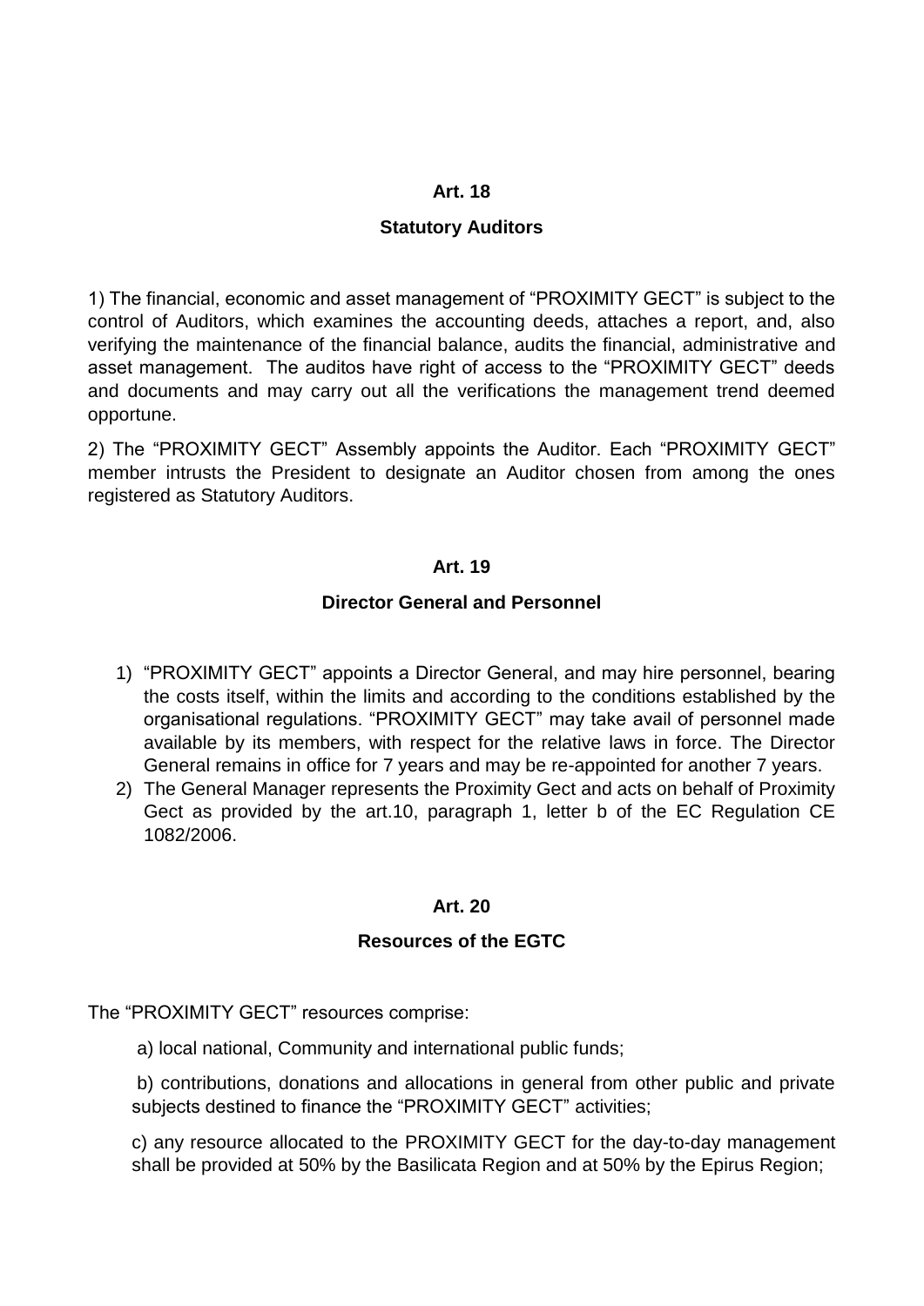**Art. 18**

**Statutory Auditors**

1) The financial, economic and asset management of “PROXIMITY GECT” is subject to the control of Auditors, which examines the accounting deeds, attaches a report, and, also verifying the maintenance of the financial balance, audits the financial, administrative and asset management.  The auditos have right of access to the “PROXIMITY GECT” deeds and documents and may carry out all the verifications the management trend deemed opportune.

2) The “PROXIMITY GECT” Assembly appoints the Auditor. Each “PROXIMITY GECT” member intrusts the President to designate an Auditor chosen from among the ones registered as Statutory Auditors.

**Art. 19**

**Director General and Personnel**

1) “PROXIMITY GECT” appoints a Director General, and may hire personnel, bearing the costs itself, within the limits and according to the conditions established by the organisational regulations. “PROXIMITY GECT” may take avail of personnel made available by its members, with respect for the relative laws in force. The Director General remains in office for 7 years and may be re-appointed for another 7 years.
2) The General Manager represents the Proximity Gect and acts on behalf of Proximity Gect as provided by the art.10, paragraph 1, letter b of the EC Regulation CE 1082/2006.

**Art. 20**

**Resources of the EGTC**

The “PROXIMITY GECT” resources comprise:

a) local national, Community and international public funds;

b) contributions, donations and allocations in general from other public and private subjects destined to finance the “PROXIMITY GECT” activities;

c) any resource allocated to the PROXIMITY GECT for the day-to-day management shall be provided at 50% by the Basilicata Region and at 50% by the Epirus Region;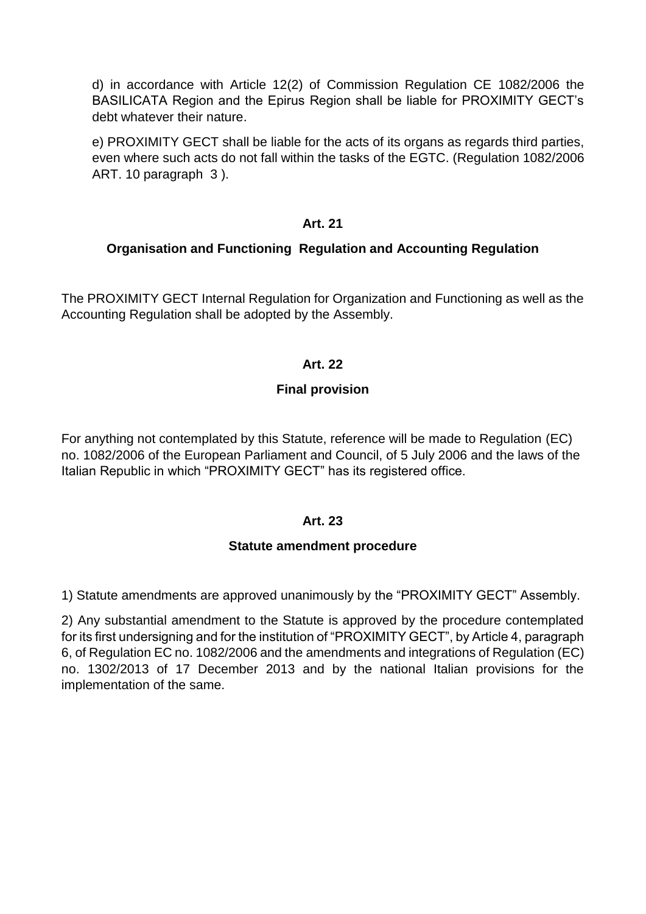d) in accordance with Article 12(2) of Commission Regulation CE 1082/2006 the BASILICATA Region and the Epirus Region shall be liable for PROXIMITY GECT's debt whatever their nature.

e) PROXIMITY GECT shall be liable for the acts of its organs as regards third parties, even where such acts do not fall within the tasks of the EGTC. (Regulation 1082/2006 ART. 10 paragraph 3 ).

**Art. 21**

**Organisation and Functioning Regulation and Accounting Regulation**

The PROXIMITY GECT Internal Regulation for Organization and Functioning as well as the Accounting Regulation shall be adopted by the Assembly.

**Art. 22**

**Final provision**

For anything not contemplated by this Statute, reference will be made to Regulation (EC) no. 1082/2006 of the European Parliament and Council, of 5 July 2006 and the laws of the Italian Republic in which "PROXIMITY GECT" has its registered office.

**Art. 23**

**Statute amendment procedure**

1) Statute amendments are approved unanimously by the "PROXIMITY GECT" Assembly.

2) Any substantial amendment to the Statute is approved by the procedure contemplated for its first undersigning and for the institution of "PROXIMITY GECT", by Article 4, paragraph 6, of Regulation EC no. 1082/2006 and the amendments and integrations of Regulation (EC) no. 1302/2013 of 17 December 2013 and by the national Italian provisions for the implementation of the same.